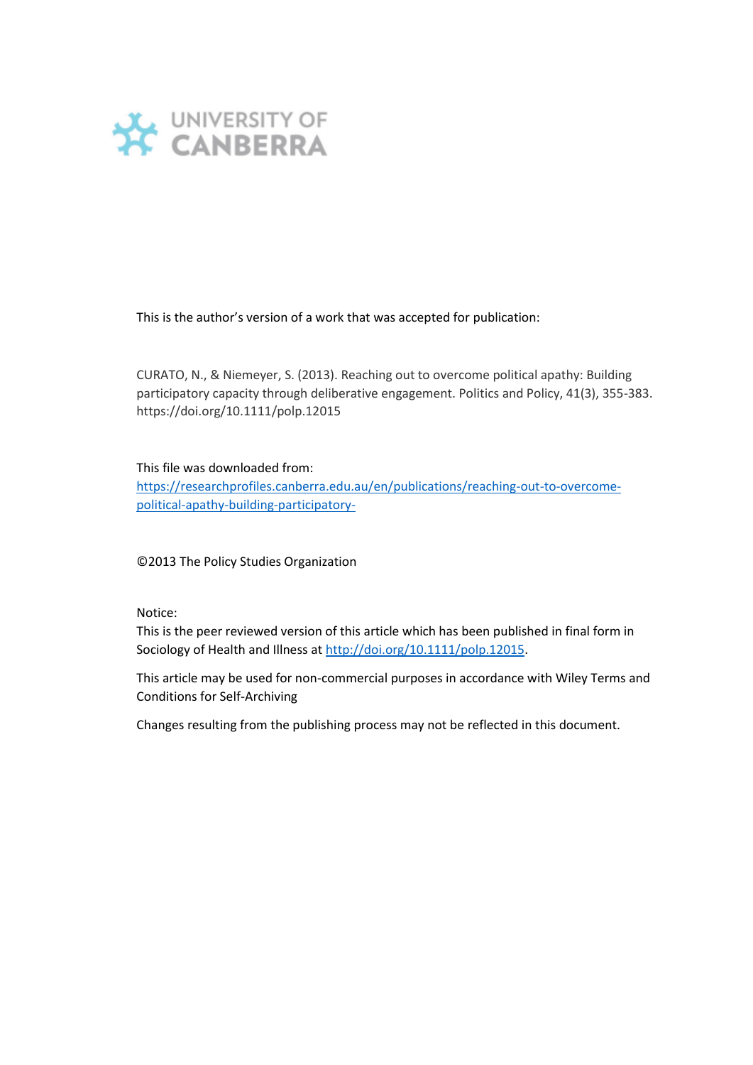UNIVERSITY OF CANBERRA

This is the author's version of a work that was accepted for publication:

CURATO, N., & Niemeyer, S. (2013). Reaching out to overcome political apathy: Building participatory capacity through deliberative engagement. Politics and Policy, 41(3), 355-383. https://doi.org/10.1111/polp.12015

This file was downloaded from:
https://researchprofiles.canberra.edu.au/en/publications/reaching-out-to-overcome-political-apathy-building-participatory-

©2013 The Policy Studies Organization

Notice:
This is the peer reviewed version of this article which has been published in final form in Sociology of Health and Illness at http://doi.org/10.1111/polp.12015.

This article may be used for non-commercial purposes in accordance with Wiley Terms and Conditions for Self-Archiving

Changes resulting from the publishing process may not be reflected in this document.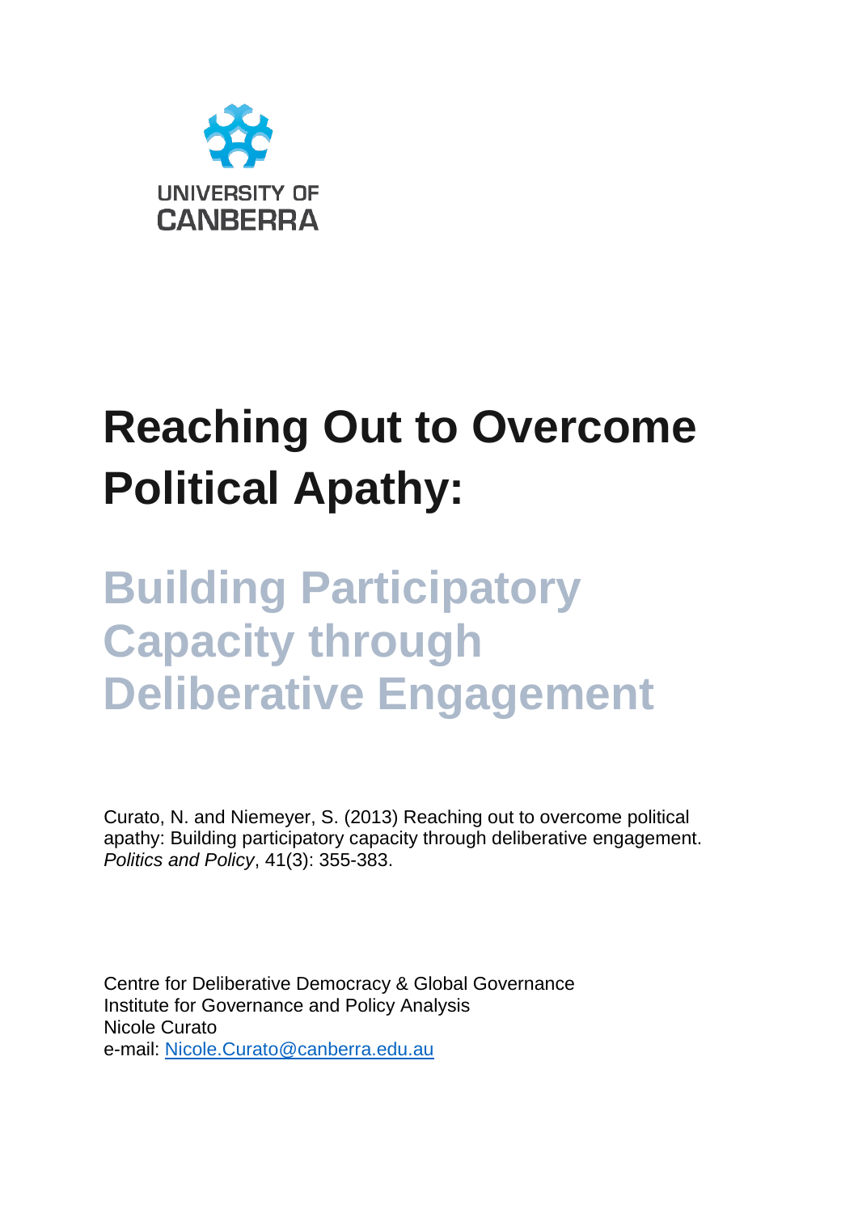UNIVERSITY OF CANBERRA

# Reaching Out to Overcome Political Apathy:

## Building Participatory Capacity through Deliberative Engagement

Curato, N. and Niemeyer, S. (2013) Reaching out to overcome political apathy: Building participatory capacity through deliberative engagement. *Politics and Policy*, 41(3): 355-383.

Centre for Deliberative Democracy & Global Governance
Institute for Governance and Policy Analysis
Nicole Curato
e-mail: Nicole.Curato@canberra.edu.au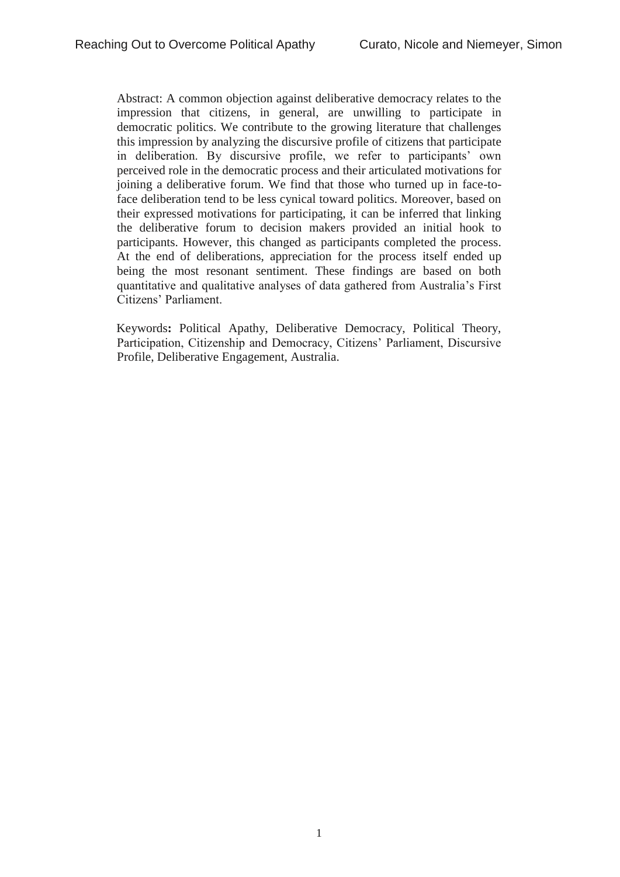Abstract: A common objection against deliberative democracy relates to the impression that citizens, in general, are unwilling to participate in democratic politics. We contribute to the growing literature that challenges this impression by analyzing the discursive profile of citizens that participate in deliberation. By discursive profile, we refer to participants' own perceived role in the democratic process and their articulated motivations for joining a deliberative forum. We find that those who turned up in face-to-face deliberation tend to be less cynical toward politics. Moreover, based on their expressed motivations for participating, it can be inferred that linking the deliberative forum to decision makers provided an initial hook to participants. However, this changed as participants completed the process. At the end of deliberations, appreciation for the process itself ended up being the most resonant sentiment. These findings are based on both quantitative and qualitative analyses of data gathered from Australia's First Citizens' Parliament.

Keywords**:** Political Apathy, Deliberative Democracy, Political Theory, Participation, Citizenship and Democracy, Citizens' Parliament, Discursive Profile, Deliberative Engagement, Australia.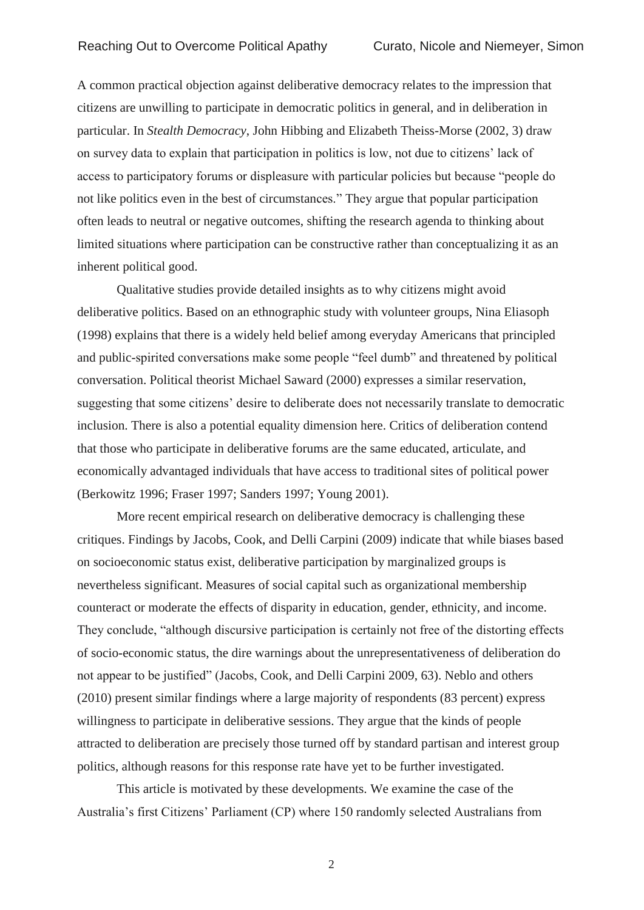A common practical objection against deliberative democracy relates to the impression that citizens are unwilling to participate in democratic politics in general, and in deliberation in particular. In *Stealth Democracy*, John Hibbing and Elizabeth Theiss-Morse (2002, 3) draw on survey data to explain that participation in politics is low, not due to citizens' lack of access to participatory forums or displeasure with particular policies but because "people do not like politics even in the best of circumstances." They argue that popular participation often leads to neutral or negative outcomes, shifting the research agenda to thinking about limited situations where participation can be constructive rather than conceptualizing it as an inherent political good.

Qualitative studies provide detailed insights as to why citizens might avoid deliberative politics. Based on an ethnographic study with volunteer groups, Nina Eliasoph (1998) explains that there is a widely held belief among everyday Americans that principled and public-spirited conversations make some people "feel dumb" and threatened by political conversation. Political theorist Michael Saward (2000) expresses a similar reservation, suggesting that some citizens' desire to deliberate does not necessarily translate to democratic inclusion. There is also a potential equality dimension here. Critics of deliberation contend that those who participate in deliberative forums are the same educated, articulate, and economically advantaged individuals that have access to traditional sites of political power (Berkowitz 1996; Fraser 1997; Sanders 1997; Young 2001).

More recent empirical research on deliberative democracy is challenging these critiques. Findings by Jacobs, Cook, and Delli Carpini (2009) indicate that while biases based on socioeconomic status exist, deliberative participation by marginalized groups is nevertheless significant. Measures of social capital such as organizational membership counteract or moderate the effects of disparity in education, gender, ethnicity, and income. They conclude, "although discursive participation is certainly not free of the distorting effects of socio-economic status, the dire warnings about the unrepresentativeness of deliberation do not appear to be justified" (Jacobs, Cook, and Delli Carpini 2009, 63). Neblo and others (2010) present similar findings where a large majority of respondents (83 percent) express willingness to participate in deliberative sessions. They argue that the kinds of people attracted to deliberation are precisely those turned off by standard partisan and interest group politics, although reasons for this response rate have yet to be further investigated.

This article is motivated by these developments. We examine the case of the Australia's first Citizens' Parliament (CP) where 150 randomly selected Australians from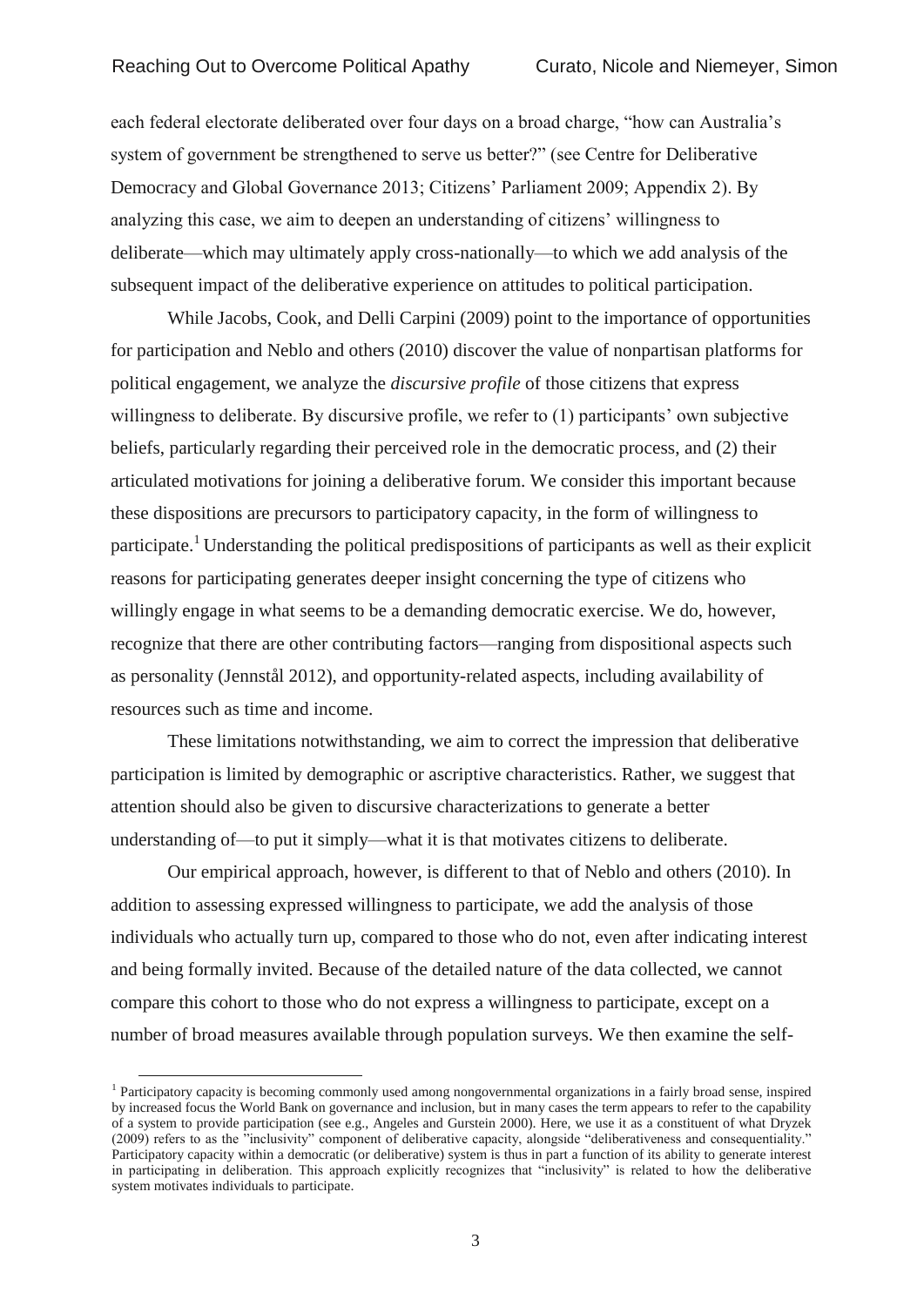each federal electorate deliberated over four days on a broad charge, "how can Australia's system of government be strengthened to serve us better?" (see Centre for Deliberative Democracy and Global Governance 2013; Citizens' Parliament 2009; Appendix 2). By analyzing this case, we aim to deepen an understanding of citizens' willingness to deliberate—which may ultimately apply cross-nationally—to which we add analysis of the subsequent impact of the deliberative experience on attitudes to political participation.

While Jacobs, Cook, and Delli Carpini (2009) point to the importance of opportunities for participation and Neblo and others (2010) discover the value of nonpartisan platforms for political engagement, we analyze the *discursive profile* of those citizens that express willingness to deliberate. By discursive profile, we refer to (1) participants' own subjective beliefs, particularly regarding their perceived role in the democratic process, and (2) their articulated motivations for joining a deliberative forum. We consider this important because these dispositions are precursors to participatory capacity, in the form of willingness to participate.[1] Understanding the political predispositions of participants as well as their explicit reasons for participating generates deeper insight concerning the type of citizens who willingly engage in what seems to be a demanding democratic exercise. We do, however, recognize that there are other contributing factors—ranging from dispositional aspects such as personality (Jennstål 2012), and opportunity-related aspects, including availability of resources such as time and income.

These limitations notwithstanding, we aim to correct the impression that deliberative participation is limited by demographic or ascriptive characteristics. Rather, we suggest that attention should also be given to discursive characterizations to generate a better understanding of—to put it simply—what it is that motivates citizens to deliberate.

Our empirical approach, however, is different to that of Neblo and others (2010). In addition to assessing expressed willingness to participate, we add the analysis of those individuals who actually turn up, compared to those who do not, even after indicating interest and being formally invited. Because of the detailed nature of the data collected, we cannot compare this cohort to those who do not express a willingness to participate, except on a number of broad measures available through population surveys. We then examine the self-

[1] Participatory capacity is becoming commonly used among nongovernmental organizations in a fairly broad sense, inspired by increased focus the World Bank on governance and inclusion, but in many cases the term appears to refer to the capability of a system to provide participation (see e.g., Angeles and Gurstein 2000). Here, we use it as a constituent of what Dryzek (2009) refers to as the "inclusivity" component of deliberative capacity, alongside "deliberativeness and consequentiality." Participatory capacity within a democratic (or deliberative) system is thus in part a function of its ability to generate interest in participating in deliberation. This approach explicitly recognizes that "inclusivity" is related to how the deliberative system motivates individuals to participate.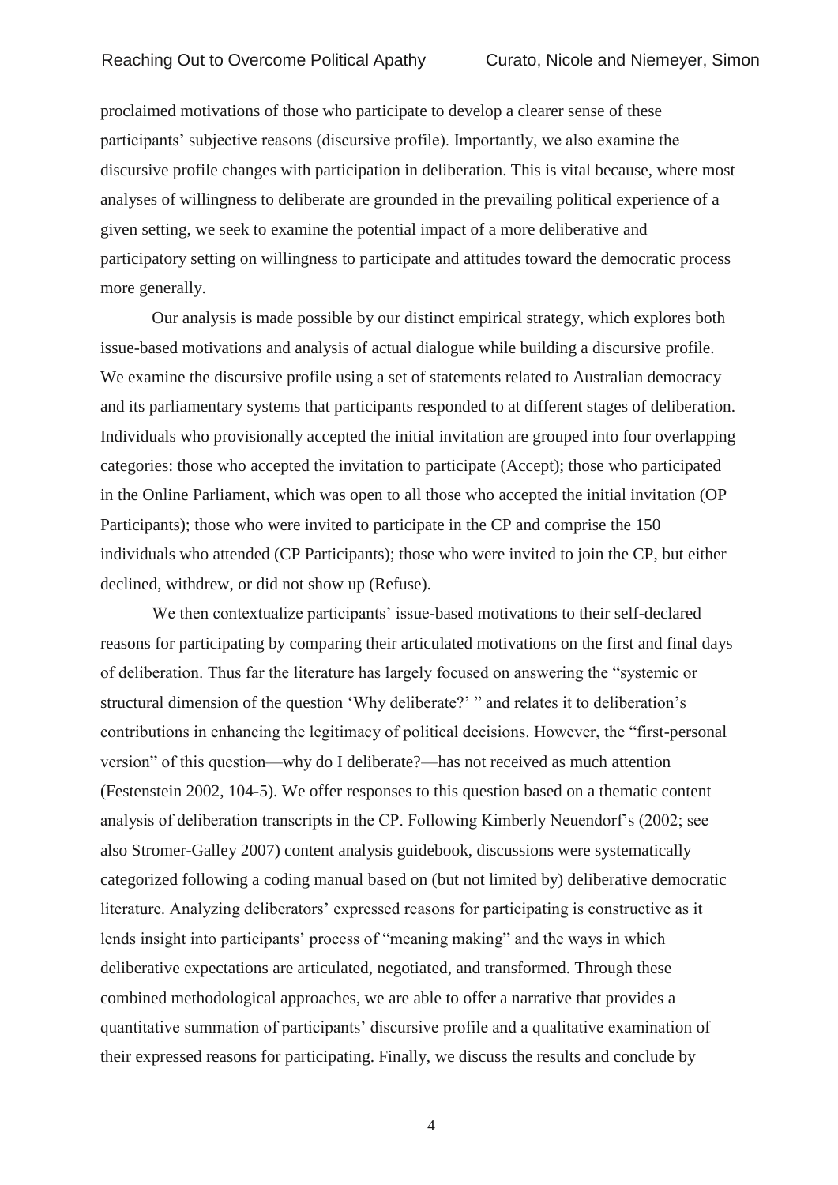proclaimed motivations of those who participate to develop a clearer sense of these participants' subjective reasons (discursive profile). Importantly, we also examine the discursive profile changes with participation in deliberation. This is vital because, where most analyses of willingness to deliberate are grounded in the prevailing political experience of a given setting, we seek to examine the potential impact of a more deliberative and participatory setting on willingness to participate and attitudes toward the democratic process more generally.

Our analysis is made possible by our distinct empirical strategy, which explores both issue-based motivations and analysis of actual dialogue while building a discursive profile. We examine the discursive profile using a set of statements related to Australian democracy and its parliamentary systems that participants responded to at different stages of deliberation. Individuals who provisionally accepted the initial invitation are grouped into four overlapping categories: those who accepted the invitation to participate (Accept); those who participated in the Online Parliament, which was open to all those who accepted the initial invitation (OP Participants); those who were invited to participate in the CP and comprise the 150 individuals who attended (CP Participants); those who were invited to join the CP, but either declined, withdrew, or did not show up (Refuse).

We then contextualize participants' issue-based motivations to their self-declared reasons for participating by comparing their articulated motivations on the first and final days of deliberation. Thus far the literature has largely focused on answering the "systemic or structural dimension of the question 'Why deliberate?' " and relates it to deliberation's contributions in enhancing the legitimacy of political decisions. However, the "first-personal version" of this question—why do I deliberate?—has not received as much attention (Festenstein 2002, 104-5). We offer responses to this question based on a thematic content analysis of deliberation transcripts in the CP. Following Kimberly Neuendorf's (2002; see also Stromer-Galley 2007) content analysis guidebook, discussions were systematically categorized following a coding manual based on (but not limited by) deliberative democratic literature. Analyzing deliberators' expressed reasons for participating is constructive as it lends insight into participants' process of "meaning making" and the ways in which deliberative expectations are articulated, negotiated, and transformed. Through these combined methodological approaches, we are able to offer a narrative that provides a quantitative summation of participants' discursive profile and a qualitative examination of their expressed reasons for participating. Finally, we discuss the results and conclude by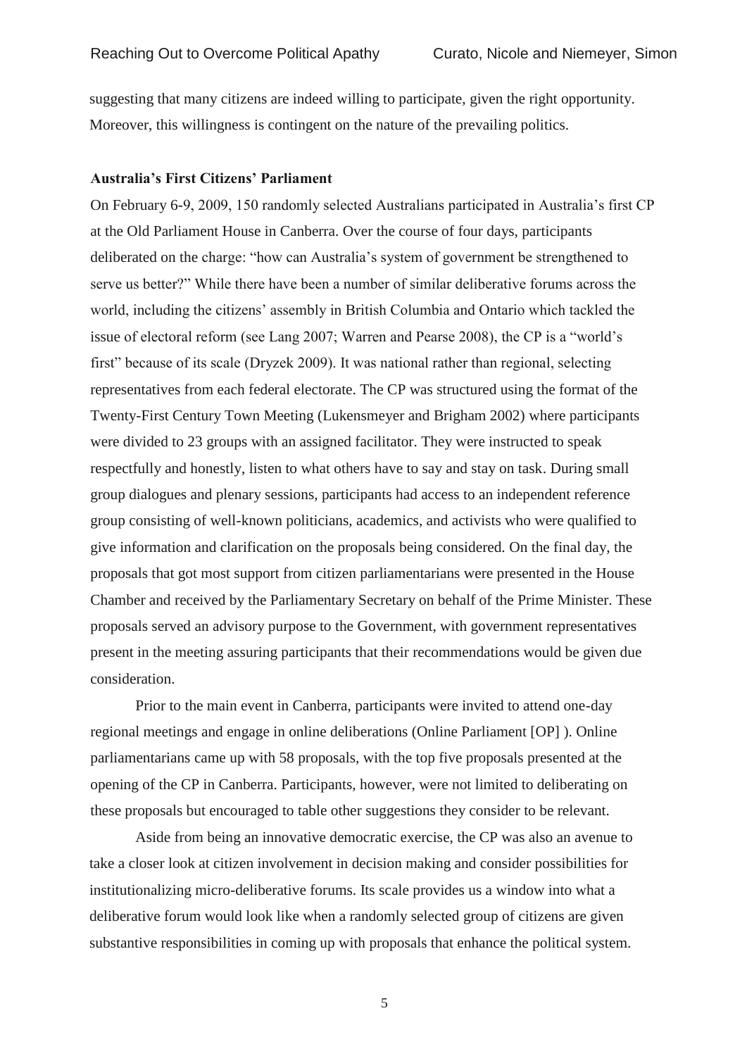suggesting that many citizens are indeed willing to participate, given the right opportunity. Moreover, this willingness is contingent on the nature of the prevailing politics.

**Australia's First Citizens' Parliament**

On February 6-9, 2009, 150 randomly selected Australians participated in Australia's first CP at the Old Parliament House in Canberra. Over the course of four days, participants deliberated on the charge: "how can Australia's system of government be strengthened to serve us better?" While there have been a number of similar deliberative forums across the world, including the citizens' assembly in British Columbia and Ontario which tackled the issue of electoral reform (see Lang 2007; Warren and Pearse 2008), the CP is a "world's first" because of its scale (Dryzek 2009). It was national rather than regional, selecting representatives from each federal electorate. The CP was structured using the format of the Twenty-First Century Town Meeting (Lukensmeyer and Brigham 2002) where participants were divided to 23 groups with an assigned facilitator. They were instructed to speak respectfully and honestly, listen to what others have to say and stay on task. During small group dialogues and plenary sessions, participants had access to an independent reference group consisting of well-known politicians, academics, and activists who were qualified to give information and clarification on the proposals being considered. On the final day, the proposals that got most support from citizen parliamentarians were presented in the House Chamber and received by the Parliamentary Secretary on behalf of the Prime Minister. These proposals served an advisory purpose to the Government, with government representatives present in the meeting assuring participants that their recommendations would be given due consideration.

Prior to the main event in Canberra, participants were invited to attend one-day regional meetings and engage in online deliberations (Online Parliament [OP] ). Online parliamentarians came up with 58 proposals, with the top five proposals presented at the opening of the CP in Canberra. Participants, however, were not limited to deliberating on these proposals but encouraged to table other suggestions they consider to be relevant.

Aside from being an innovative democratic exercise, the CP was also an avenue to take a closer look at citizen involvement in decision making and consider possibilities for institutionalizing micro-deliberative forums. Its scale provides us a window into what a deliberative forum would look like when a randomly selected group of citizens are given substantive responsibilities in coming up with proposals that enhance the political system.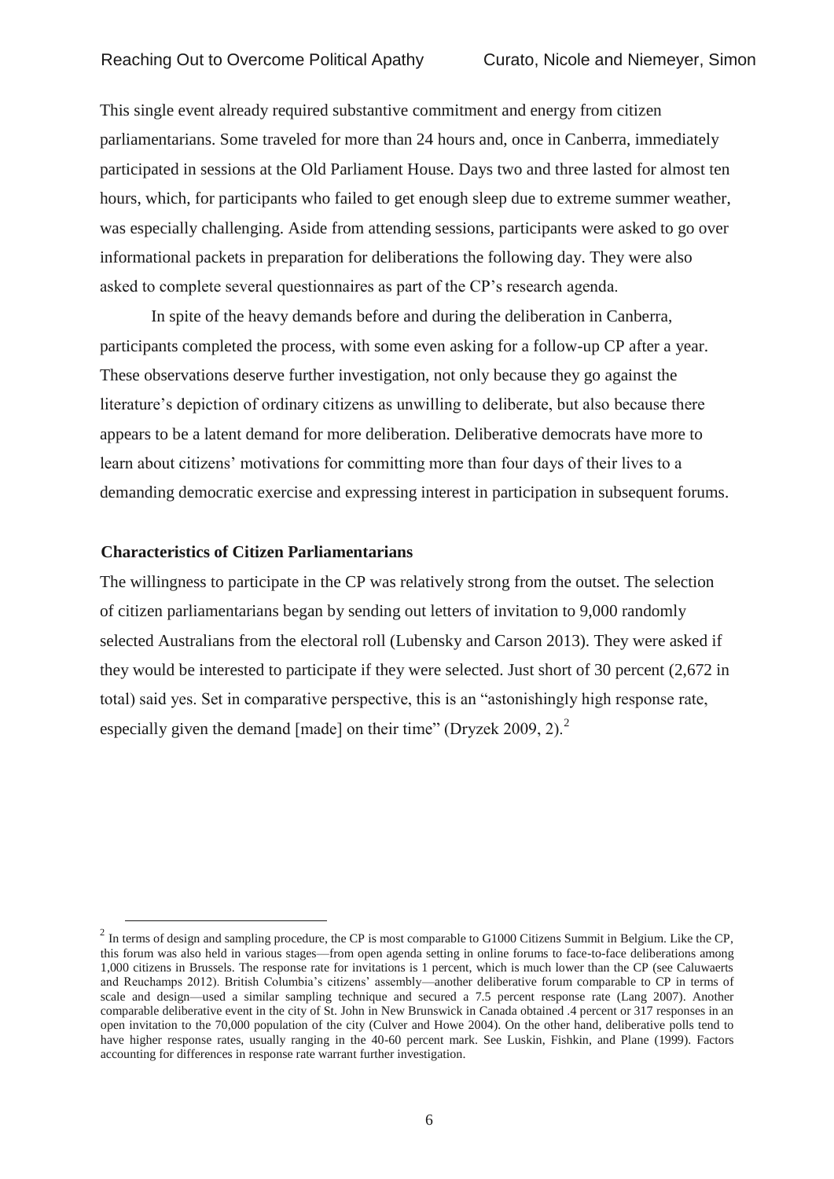This single event already required substantive commitment and energy from citizen parliamentarians. Some traveled for more than 24 hours and, once in Canberra, immediately participated in sessions at the Old Parliament House. Days two and three lasted for almost ten hours, which, for participants who failed to get enough sleep due to extreme summer weather, was especially challenging. Aside from attending sessions, participants were asked to go over informational packets in preparation for deliberations the following day. They were also asked to complete several questionnaires as part of the CP's research agenda.

In spite of the heavy demands before and during the deliberation in Canberra, participants completed the process, with some even asking for a follow-up CP after a year. These observations deserve further investigation, not only because they go against the literature's depiction of ordinary citizens as unwilling to deliberate, but also because there appears to be a latent demand for more deliberation. Deliberative democrats have more to learn about citizens' motivations for committing more than four days of their lives to a demanding democratic exercise and expressing interest in participation in subsequent forums.

**Characteristics of Citizen Parliamentarians**

The willingness to participate in the CP was relatively strong from the outset. The selection of citizen parliamentarians began by sending out letters of invitation to 9,000 randomly selected Australians from the electoral roll (Lubensky and Carson 2013). They were asked if they would be interested to participate if they were selected. Just short of 30 percent (2,672 in total) said yes. Set in comparative perspective, this is an "astonishingly high response rate, especially given the demand [made] on their time" (Dryzek 2009, 2).[2]

[2] In terms of design and sampling procedure, the CP is most comparable to G1000 Citizens Summit in Belgium. Like the CP, this forum was also held in various stages—from open agenda setting in online forums to face-to-face deliberations among 1,000 citizens in Brussels. The response rate for invitations is 1 percent, which is much lower than the CP (see Caluwaerts and Reuchamps 2012). British Columbia's citizens' assembly—another deliberative forum comparable to CP in terms of scale and design—used a similar sampling technique and secured a 7.5 percent response rate (Lang 2007). Another comparable deliberative event in the city of St. John in New Brunswick in Canada obtained .4 percent or 317 responses in an open invitation to the 70,000 population of the city (Culver and Howe 2004). On the other hand, deliberative polls tend to have higher response rates, usually ranging in the 40-60 percent mark. See Luskin, Fishkin, and Plane (1999). Factors accounting for differences in response rate warrant further investigation.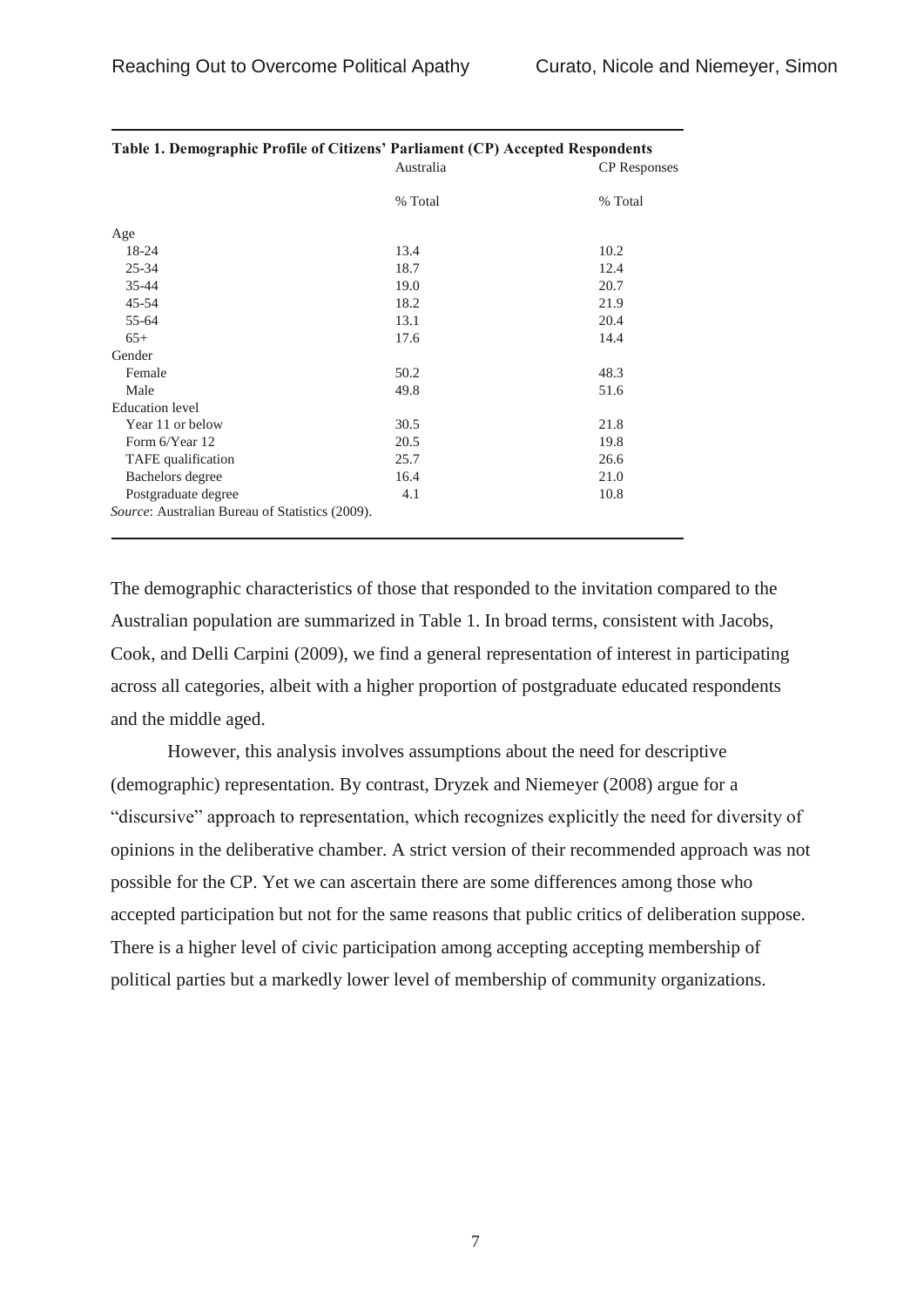**Table 1. Demographic Profile of Citizens' Parliament (CP) Accepted Respondents**

| | Australia | CP Responses |
|---|---|---|
| | % Total | % Total |
| Age | | |
| 18-24 | 13.4 | 10.2 |
| 25-34 | 18.7 | 12.4 |
| 35-44 | 19.0 | 20.7 |
| 45-54 | 18.2 | 21.9 |
| 55-64 | 13.1 | 20.4 |
| 65+ | 17.6 | 14.4 |
| Gender | | |
| Female | 50.2 | 48.3 |
| Male | 49.8 | 51.6 |
| Education level | | |
| Year 11 or below | 30.5 | 21.8 |
| Form 6/Year 12 | 20.5 | 19.8 |
| TAFE qualification | 25.7 | 26.6 |
| Bachelors degree | 16.4 | 21.0 |
| Postgraduate degree | 4.1 | 10.8 |

*Source*: Australian Bureau of Statistics (2009).

The demographic characteristics of those that responded to the invitation compared to the Australian population are summarized in Table 1. In broad terms, consistent with Jacobs, Cook, and Delli Carpini (2009), we find a general representation of interest in participating across all categories, albeit with a higher proportion of postgraduate educated respondents and the middle aged.

However, this analysis involves assumptions about the need for descriptive (demographic) representation. By contrast, Dryzek and Niemeyer (2008) argue for a "discursive" approach to representation, which recognizes explicitly the need for diversity of opinions in the deliberative chamber. A strict version of their recommended approach was not possible for the CP. Yet we can ascertain there are some differences among those who accepted participation but not for the same reasons that public critics of deliberation suppose. There is a higher level of civic participation among accepting accepting membership of political parties but a markedly lower level of membership of community organizations.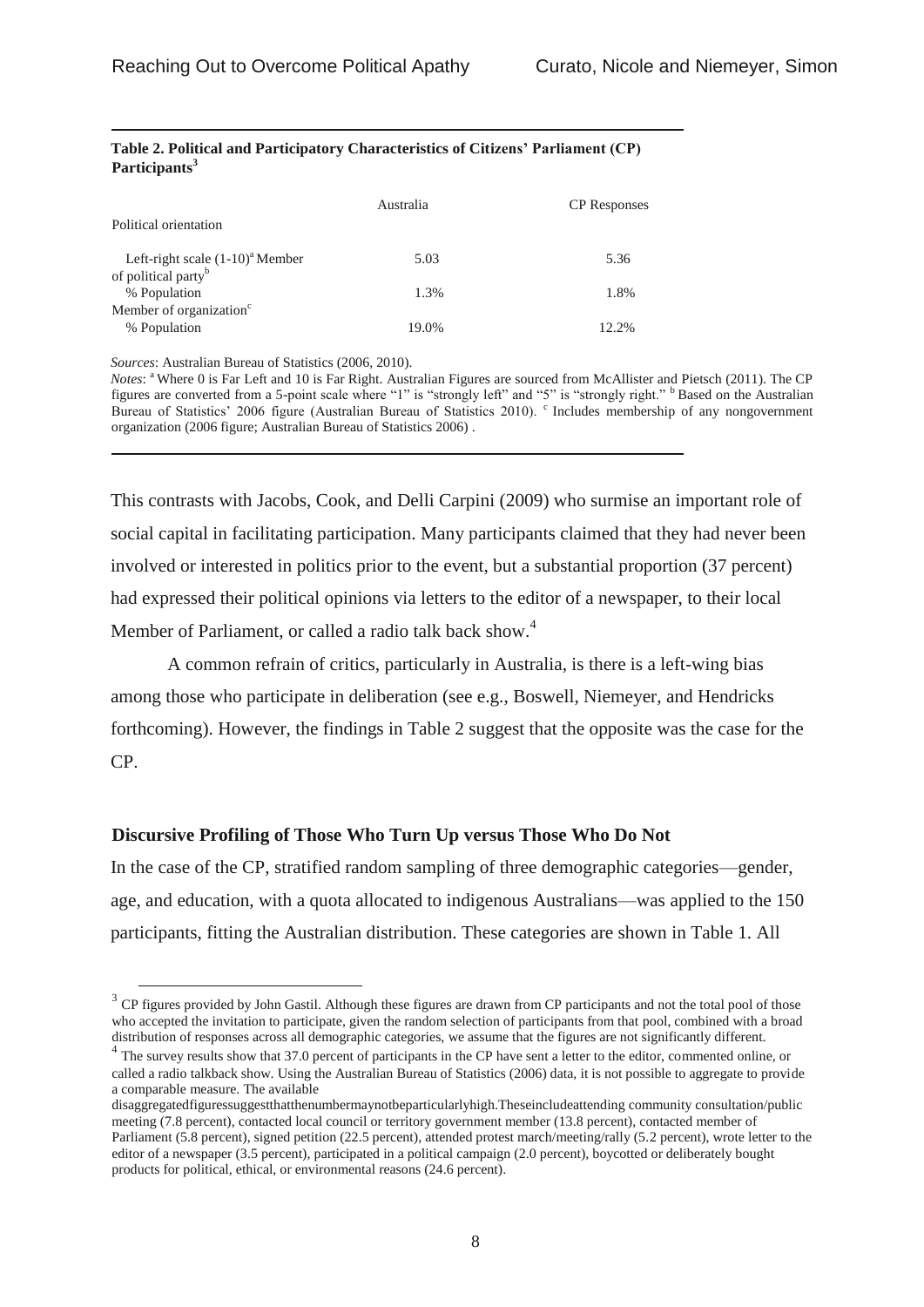**Table 2. Political and Participatory Characteristics of Citizens' Parliament (CP) Participants**[3]

| | Australia | CP Responses |
|---|---|---|
| Political orientation | | |
| Left-right scale (1-10)[a] | 5.03 | 5.36 |
| Member of political party[b] | | |
| % Population | 1.3% | 1.8% |
| Member of organization[c] | | |
| % Population | 19.0% | 12.2% |

*Sources*: Australian Bureau of Statistics (2006, 2010).

*Notes*: [a] Where 0 is Far Left and 10 is Far Right. Australian Figures are sourced from McAllister and Pietsch (2011). The CP figures are converted from a 5-point scale where "1" is "strongly left" and "5" is "strongly right." [b] Based on the Australian Bureau of Statistics' 2006 figure (Australian Bureau of Statistics 2010). [c] Includes membership of any nongovernment organization (2006 figure; Australian Bureau of Statistics 2006) .

This contrasts with Jacobs, Cook, and Delli Carpini (2009) who surmise an important role of social capital in facilitating participation. Many participants claimed that they had never been involved or interested in politics prior to the event, but a substantial proportion (37 percent) had expressed their political opinions via letters to the editor of a newspaper, to their local Member of Parliament, or called a radio talk back show.[4]

A common refrain of critics, particularly in Australia, is there is a left-wing bias among those who participate in deliberation (see e.g., Boswell, Niemeyer, and Hendricks forthcoming). However, the findings in Table 2 suggest that the opposite was the case for the CP.

### Discursive Profiling of Those Who Turn Up versus Those Who Do Not

In the case of the CP, stratified random sampling of three demographic categories—gender, age, and education, with a quota allocated to indigenous Australians—was applied to the 150 participants, fitting the Australian distribution. These categories are shown in Table 1. All

[3] CP figures provided by John Gastil. Although these figures are drawn from CP participants and not the total pool of those who accepted the invitation to participate, given the random selection of participants from that pool, combined with a broad distribution of responses across all demographic categories, we assume that the figures are not significantly different.

[4] The survey results show that 37.0 percent of participants in the CP have sent a letter to the editor, commented online, or called a radio talkback show. Using the Australian Bureau of Statistics (2006) data, it is not possible to aggregate to provide a comparable measure. The available disaggregatedfiguressuggestthatthenumbermaynotbeparticularlyhigh.Theseincludeattending community consultation/public meeting (7.8 percent), contacted local council or territory government member (13.8 percent), contacted member of Parliament (5.8 percent), signed petition (22.5 percent), attended protest march/meeting/rally (5.2 percent), wrote letter to the editor of a newspaper (3.5 percent), participated in a political campaign (2.0 percent), boycotted or deliberately bought products for political, ethical, or environmental reasons (24.6 percent).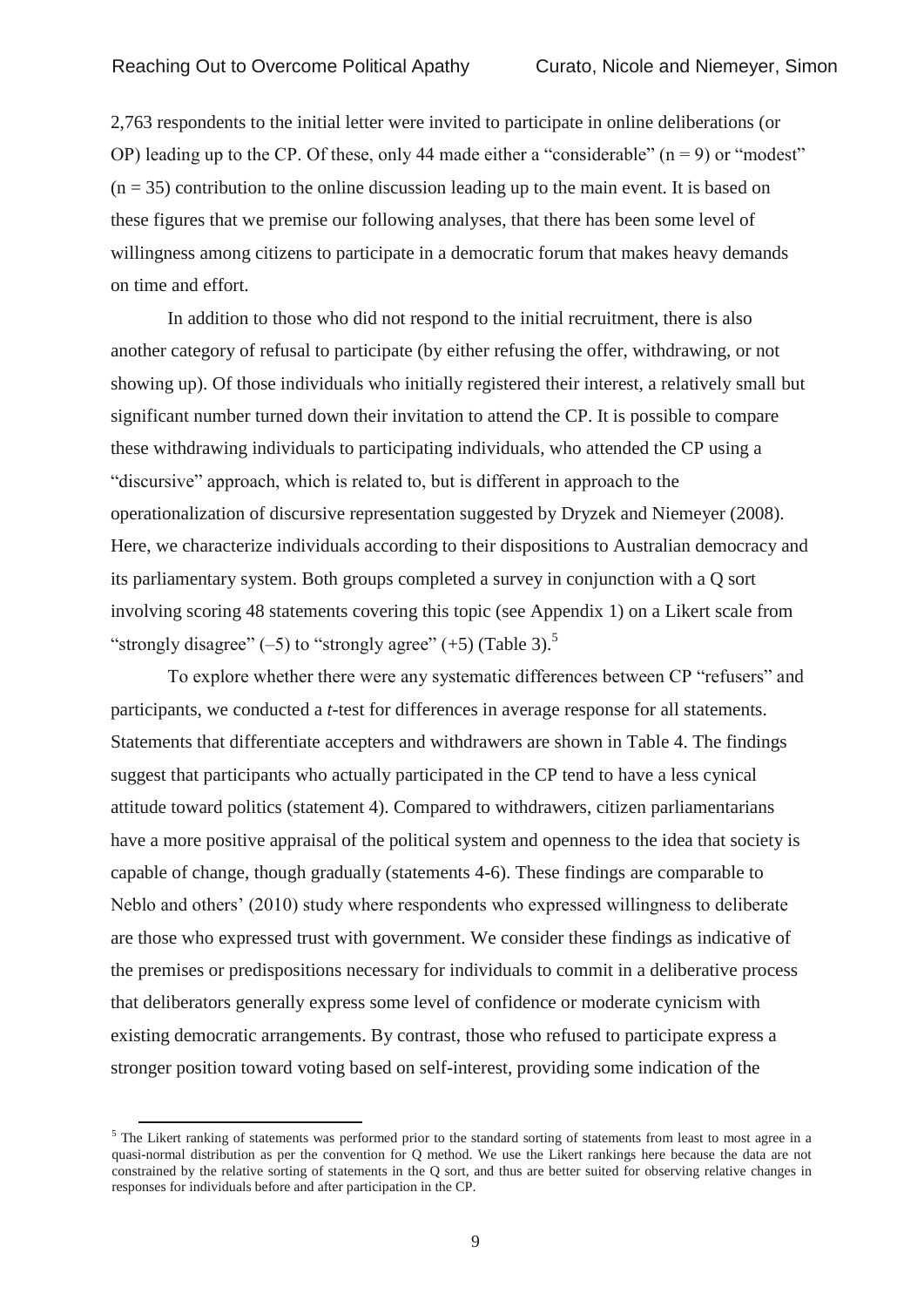2,763 respondents to the initial letter were invited to participate in online deliberations (or OP) leading up to the CP. Of these, only 44 made either a "considerable" (n = 9) or "modest" (n = 35) contribution to the online discussion leading up to the main event. It is based on these figures that we premise our following analyses, that there has been some level of willingness among citizens to participate in a democratic forum that makes heavy demands on time and effort.

In addition to those who did not respond to the initial recruitment, there is also another category of refusal to participate (by either refusing the offer, withdrawing, or not showing up). Of those individuals who initially registered their interest, a relatively small but significant number turned down their invitation to attend the CP. It is possible to compare these withdrawing individuals to participating individuals, who attended the CP using a "discursive" approach, which is related to, but is different in approach to the operationalization of discursive representation suggested by Dryzek and Niemeyer (2008). Here, we characterize individuals according to their dispositions to Australian democracy and its parliamentary system. Both groups completed a survey in conjunction with a Q sort involving scoring 48 statements covering this topic (see Appendix 1) on a Likert scale from "strongly disagree" (–5) to "strongly agree" (+5) (Table 3).[5]

To explore whether there were any systematic differences between CP "refusers" and participants, we conducted a *t*-test for differences in average response for all statements. Statements that differentiate accepters and withdrawers are shown in Table 4. The findings suggest that participants who actually participated in the CP tend to have a less cynical attitude toward politics (statement 4). Compared to withdrawers, citizen parliamentarians have a more positive appraisal of the political system and openness to the idea that society is capable of change, though gradually (statements 4-6). These findings are comparable to Neblo and others' (2010) study where respondents who expressed willingness to deliberate are those who expressed trust with government. We consider these findings as indicative of the premises or predispositions necessary for individuals to commit in a deliberative process that deliberators generally express some level of confidence or moderate cynicism with existing democratic arrangements. By contrast, those who refused to participate express a stronger position toward voting based on self-interest, providing some indication of the

[5] The Likert ranking of statements was performed prior to the standard sorting of statements from least to most agree in a quasi-normal distribution as per the convention for Q method. We use the Likert rankings here because the data are not constrained by the relative sorting of statements in the Q sort, and thus are better suited for observing relative changes in responses for individuals before and after participation in the CP.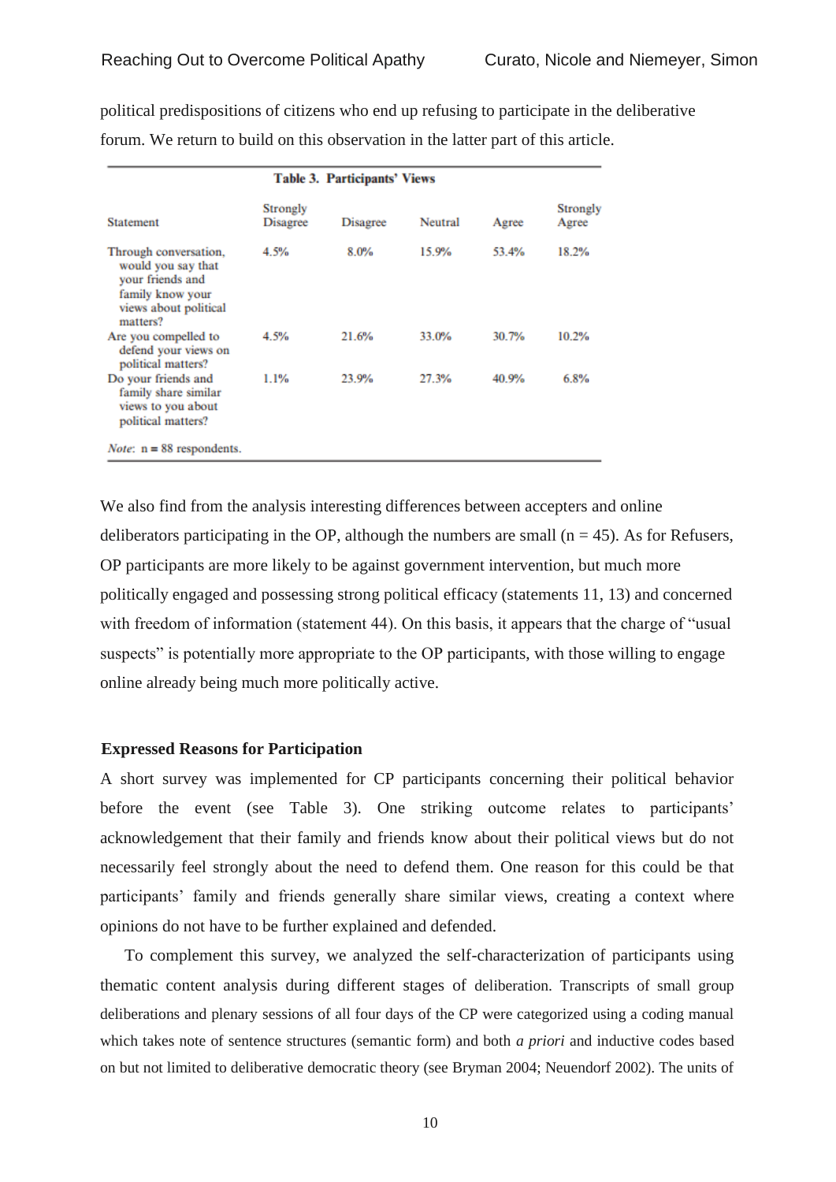political predispositions of citizens who end up refusing to participate in the deliberative forum. We return to build on this observation in the latter part of this article.

**Table 3. Participants' Views**

| Statement | Strongly Disagree | Disagree | Neutral | Agree | Strongly Agree |
|---|---|---|---|---|---|
| Through conversation, would you say that your friends and family know your views about political matters? | 4.5% | 8.0% | 15.9% | 53.4% | 18.2% |
| Are you compelled to defend your views on political matters? | 4.5% | 21.6% | 33.0% | 30.7% | 10.2% |
| Do your friends and family share similar views to you about political matters? | 1.1% | 23.9% | 27.3% | 40.9% | 6.8% |

*Note*: n = 88 respondents.

We also find from the analysis interesting differences between accepters and online deliberators participating in the OP, although the numbers are small (n = 45). As for Refusers, OP participants are more likely to be against government intervention, but much more politically engaged and possessing strong political efficacy (statements 11, 13) and concerned with freedom of information (statement 44). On this basis, it appears that the charge of "usual suspects" is potentially more appropriate to the OP participants, with those willing to engage online already being much more politically active.

### Expressed Reasons for Participation

A short survey was implemented for CP participants concerning their political behavior before the event (see Table 3). One striking outcome relates to participants' acknowledgement that their family and friends know about their political views but do not necessarily feel strongly about the need to defend them. One reason for this could be that participants' family and friends generally share similar views, creating a context where opinions do not have to be further explained and defended.

To complement this survey, we analyzed the self-characterization of participants using thematic content analysis during different stages of deliberation. Transcripts of small group deliberations and plenary sessions of all four days of the CP were categorized using a coding manual which takes note of sentence structures (semantic form) and both *a priori* and inductive codes based on but not limited to deliberative democratic theory (see Bryman 2004; Neuendorf 2002). The units of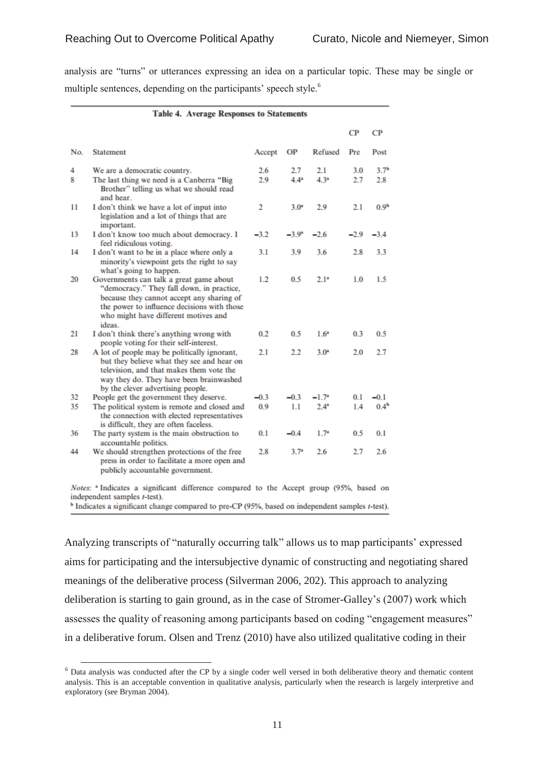analysis are "turns" or utterances expressing an idea on a particular topic. These may be single or multiple sentences, depending on the participants' speech style.[6]

**Table 4. Average Responses to Statements**

| No. | Statement | Accept | OP | Refused | CP Pre | CP Post |
|---|---|---|---|---|---|---|
| 4 | We are a democratic country. | 2.6 | 2.7 | 2.1 | 3.0 | 3.7[b] |
| 8 | The last thing we need is a Canberra "Big Brother" telling us what we should read and hear. | 2.9 | 4.4[a] | 4.3[a] | 2.7 | 2.8 |
| 11 | I don't think we have a lot of input into legislation and a lot of things that are important. | 2 | 3.0[a] | 2.9 | 2.1 | 0.9[b] |
| 13 | I don't know too much about democracy. I feel ridiculous voting. | −3.2 | −3.9[a] | −2.6 | −2.9 | −3.4 |
| 14 | I don't want to be in a place where only a minority's viewpoint gets the right to say what's going to happen. | 3.1 | 3.9 | 3.6 | 2.8 | 3.3 |
| 20 | Governments can talk a great game about "democracy." They fall down, in practice, because they cannot accept any sharing of the power to influence decisions with those who might have different motives and ideas. | 1.2 | 0.5 | 2.1[a] | 1.0 | 1.5 |
| 21 | I don't think there's anything wrong with people voting for their self-interest. | 0.2 | 0.5 | 1.6[a] | 0.3 | 0.5 |
| 28 | A lot of people may be politically ignorant, but they believe what they see and hear on television, and that makes them vote the way they do. They have been brainwashed by the clever advertising people. | 2.1 | 2.2 | 3.0[a] | 2.0 | 2.7 |
| 32 | People get the government they deserve. | −0.3 | −0.3 | −1.7[a] | 0.1 | −0.1 |
| 35 | The political system is remote and closed and the connection with elected representatives is difficult, they are often faceless. | 0.9 | 1.1 | 2.4[a] | 1.4 | 0.4[b] |
| 36 | The party system is the main obstruction to accountable politics. | 0.1 | −0.4 | 1.7[a] | 0.5 | 0.1 |
| 44 | We should strengthen protections of the free press in order to facilitate a more open and publicly accountable government. | 2.8 | 3.7[a] | 2.6 | 2.7 | 2.6 |

*Notes*: [a] Indicates a significant difference compared to the Accept group (95%, based on independent samples *t*-test).
[b] Indicates a significant change compared to pre-CP (95%, based on independent samples *t*-test).

Analyzing transcripts of "naturally occurring talk" allows us to map participants' expressed aims for participating and the intersubjective dynamic of constructing and negotiating shared meanings of the deliberative process (Silverman 2006, 202). This approach to analyzing deliberation is starting to gain ground, as in the case of Stromer-Galley's (2007) work which assesses the quality of reasoning among participants based on coding "engagement measures" in a deliberative forum. Olsen and Trenz (2010) have also utilized qualitative coding in their

[6] Data analysis was conducted after the CP by a single coder well versed in both deliberative theory and thematic content analysis. This is an acceptable convention in qualitative analysis, particularly when the research is largely interpretive and exploratory (see Bryman 2004).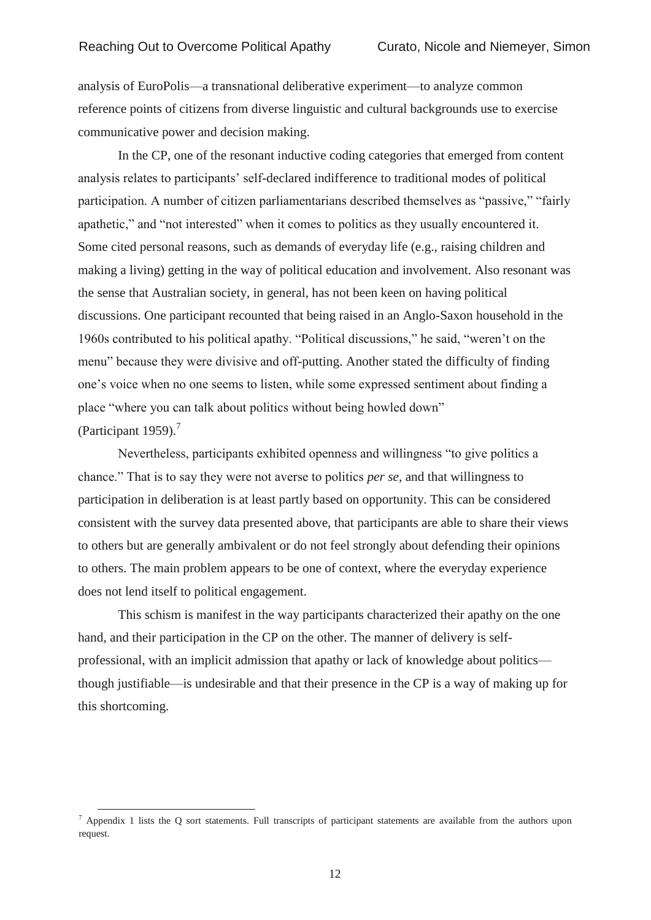analysis of EuroPolis—a transnational deliberative experiment—to analyze common reference points of citizens from diverse linguistic and cultural backgrounds use to exercise communicative power and decision making.

In the CP, one of the resonant inductive coding categories that emerged from content analysis relates to participants' self-declared indifference to traditional modes of political participation. A number of citizen parliamentarians described themselves as "passive," "fairly apathetic," and "not interested" when it comes to politics as they usually encountered it. Some cited personal reasons, such as demands of everyday life (e.g., raising children and making a living) getting in the way of political education and involvement. Also resonant was the sense that Australian society, in general, has not been keen on having political discussions. One participant recounted that being raised in an Anglo-Saxon household in the 1960s contributed to his political apathy. "Political discussions," he said, "weren't on the menu" because they were divisive and off-putting. Another stated the difficulty of finding one's voice when no one seems to listen, while some expressed sentiment about finding a place "where you can talk about politics without being howled down" (Participant 1959).[7]

Nevertheless, participants exhibited openness and willingness "to give politics a chance." That is to say they were not averse to politics *per se*, and that willingness to participation in deliberation is at least partly based on opportunity. This can be considered consistent with the survey data presented above, that participants are able to share their views to others but are generally ambivalent or do not feel strongly about defending their opinions to others. The main problem appears to be one of context, where the everyday experience does not lend itself to political engagement.

This schism is manifest in the way participants characterized their apathy on the one hand, and their participation in the CP on the other. The manner of delivery is self-professional, with an implicit admission that apathy or lack of knowledge about politics—though justifiable—is undesirable and that their presence in the CP is a way of making up for this shortcoming.

---

[7] Appendix 1 lists the Q sort statements. Full transcripts of participant statements are available from the authors upon request.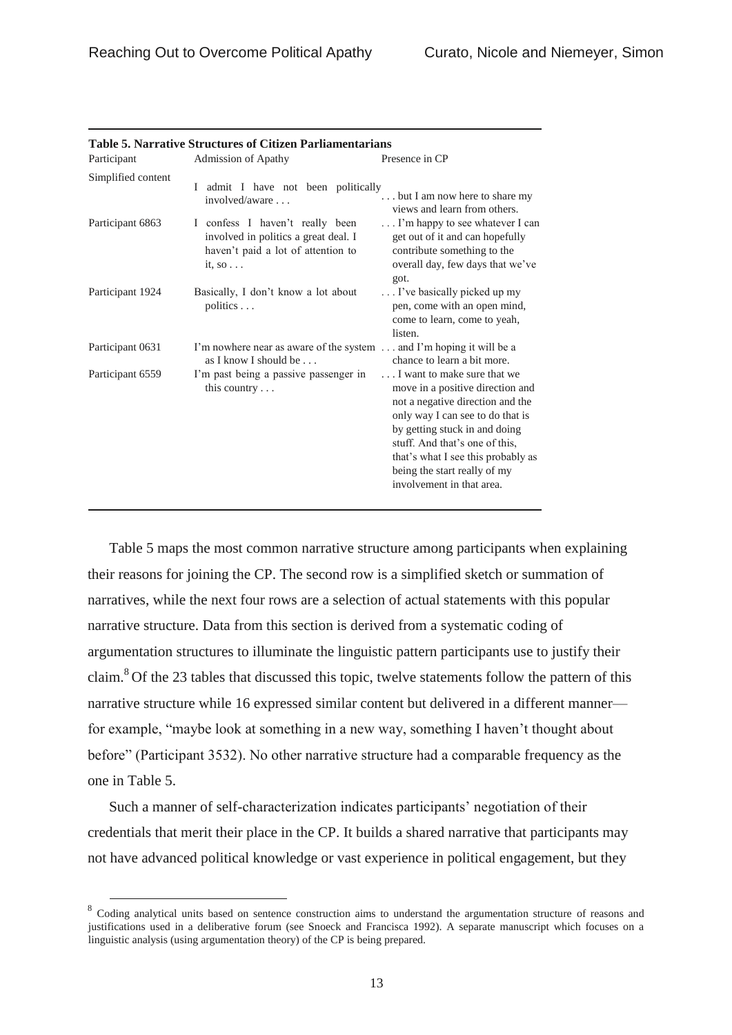**Table 5. Narrative Structures of Citizen Parliamentarians**

| Participant | Admission of Apathy | Presence in CP |
|---|---|---|
| Simplified content | I admit I have not been politically involved/aware . . . | . . . but I am now here to share my views and learn from others. |
| Participant 6863 | I confess I haven't really been involved in politics a great deal. I haven't paid a lot of attention to it, so . . . | . . . I'm happy to see whatever I can get out of it and can hopefully contribute something to the overall day, few days that we've got. |
| Participant 1924 | Basically, I don't know a lot about politics . . . | . . . I've basically picked up my pen, come with an open mind, come to learn, come to yeah, listen. |
| Participant 0631 | I'm nowhere near as aware of the system as I know I should be . . . | . . . and I'm hoping it will be a chance to learn a bit more. |
| Participant 6559 | I'm past being a passive passenger in this country . . . | . . . I want to make sure that we move in a positive direction and not a negative direction and the only way I can see to do that is by getting stuck in and doing stuff. And that's one of this, that's what I see this probably as being the start really of my involvement in that area. |

Table 5 maps the most common narrative structure among participants when explaining their reasons for joining the CP. The second row is a simplified sketch or summation of narratives, while the next four rows are a selection of actual statements with this popular narrative structure. Data from this section is derived from a systematic coding of argumentation structures to illuminate the linguistic pattern participants use to justify their claim.[8] Of the 23 tables that discussed this topic, twelve statements follow the pattern of this narrative structure while 16 expressed similar content but delivered in a different manner—for example, "maybe look at something in a new way, something I haven't thought about before" (Participant 3532). No other narrative structure had a comparable frequency as the one in Table 5.

Such a manner of self-characterization indicates participants' negotiation of their credentials that merit their place in the CP. It builds a shared narrative that participants may not have advanced political knowledge or vast experience in political engagement, but they

[8] Coding analytical units based on sentence construction aims to understand the argumentation structure of reasons and justifications used in a deliberative forum (see Snoeck and Francisca 1992). A separate manuscript which focuses on a linguistic analysis (using argumentation theory) of the CP is being prepared.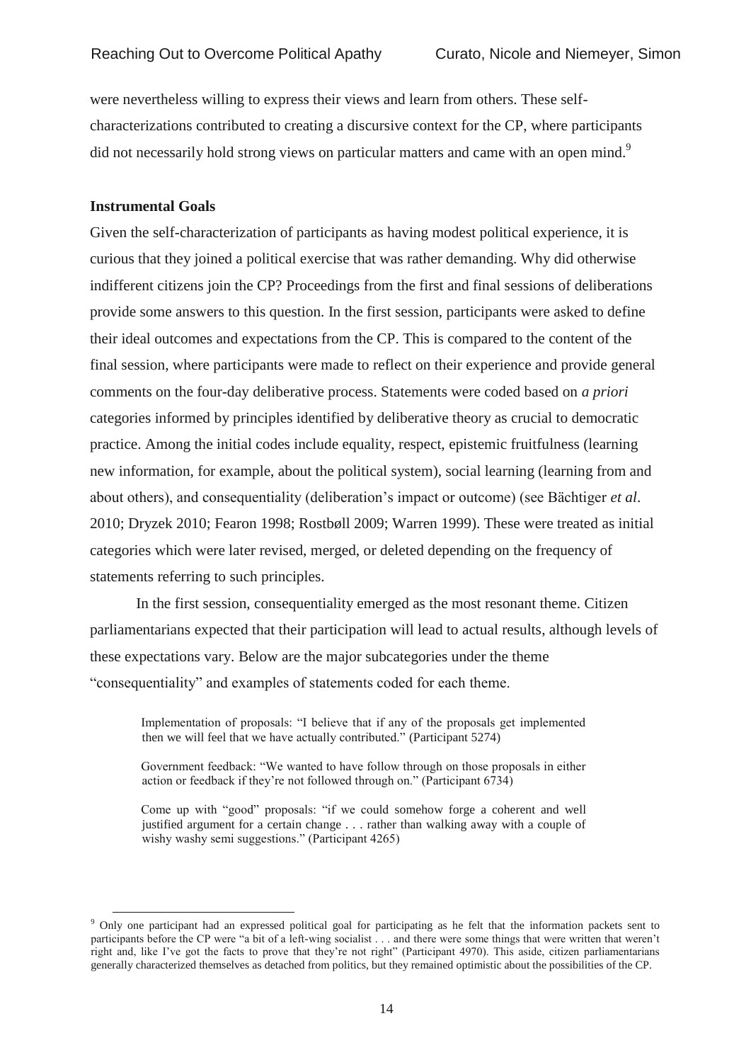were nevertheless willing to express their views and learn from others. These self-characterizations contributed to creating a discursive context for the CP, where participants did not necessarily hold strong views on particular matters and came with an open mind.[9]

**Instrumental Goals**

Given the self-characterization of participants as having modest political experience, it is curious that they joined a political exercise that was rather demanding. Why did otherwise indifferent citizens join the CP? Proceedings from the first and final sessions of deliberations provide some answers to this question. In the first session, participants were asked to define their ideal outcomes and expectations from the CP. This is compared to the content of the final session, where participants were made to reflect on their experience and provide general comments on the four-day deliberative process. Statements were coded based on *a priori* categories informed by principles identified by deliberative theory as crucial to democratic practice. Among the initial codes include equality, respect, epistemic fruitfulness (learning new information, for example, about the political system), social learning (learning from and about others), and consequentiality (deliberation's impact or outcome) (see Bächtiger *et al*. 2010; Dryzek 2010; Fearon 1998; Rostbøll 2009; Warren 1999). These were treated as initial categories which were later revised, merged, or deleted depending on the frequency of statements referring to such principles.

In the first session, consequentiality emerged as the most resonant theme. Citizen parliamentarians expected that their participation will lead to actual results, although levels of these expectations vary. Below are the major subcategories under the theme "consequentiality" and examples of statements coded for each theme.

> Implementation of proposals: "I believe that if any of the proposals get implemented then we will feel that we have actually contributed." (Participant 5274)
>
> Government feedback: "We wanted to have follow through on those proposals in either action or feedback if they're not followed through on." (Participant 6734)
>
> Come up with "good" proposals: "if we could somehow forge a coherent and well justified argument for a certain change . . . rather than walking away with a couple of wishy washy semi suggestions." (Participant 4265)

[9] Only one participant had an expressed political goal for participating as he felt that the information packets sent to participants before the CP were "a bit of a left-wing socialist . . . and there were some things that were written that weren't right and, like I've got the facts to prove that they're not right" (Participant 4970). This aside, citizen parliamentarians generally characterized themselves as detached from politics, but they remained optimistic about the possibilities of the CP.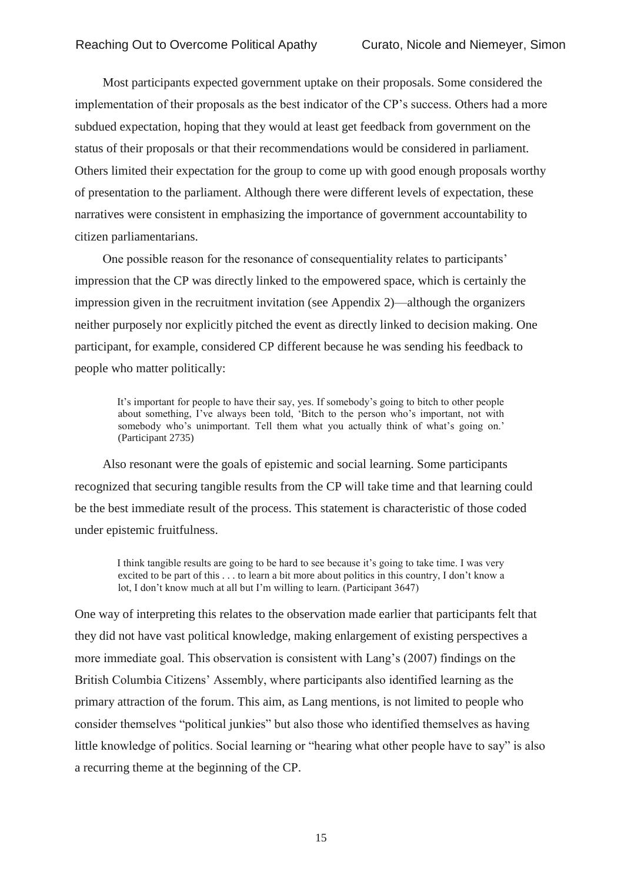Most participants expected government uptake on their proposals. Some considered the implementation of their proposals as the best indicator of the CP's success. Others had a more subdued expectation, hoping that they would at least get feedback from government on the status of their proposals or that their recommendations would be considered in parliament. Others limited their expectation for the group to come up with good enough proposals worthy of presentation to the parliament. Although there were different levels of expectation, these narratives were consistent in emphasizing the importance of government accountability to citizen parliamentarians.

One possible reason for the resonance of consequentiality relates to participants' impression that the CP was directly linked to the empowered space, which is certainly the impression given in the recruitment invitation (see Appendix 2)—although the organizers neither purposely nor explicitly pitched the event as directly linked to decision making. One participant, for example, considered CP different because he was sending his feedback to people who matter politically:

> It's important for people to have their say, yes. If somebody's going to bitch to other people about something, I've always been told, 'Bitch to the person who's important, not with somebody who's unimportant. Tell them what you actually think of what's going on.' (Participant 2735)

Also resonant were the goals of epistemic and social learning. Some participants recognized that securing tangible results from the CP will take time and that learning could be the best immediate result of the process. This statement is characteristic of those coded under epistemic fruitfulness.

> I think tangible results are going to be hard to see because it's going to take time. I was very excited to be part of this . . . to learn a bit more about politics in this country, I don't know a lot, I don't know much at all but I'm willing to learn. (Participant 3647)

One way of interpreting this relates to the observation made earlier that participants felt that they did not have vast political knowledge, making enlargement of existing perspectives a more immediate goal. This observation is consistent with Lang's (2007) findings on the British Columbia Citizens' Assembly, where participants also identified learning as the primary attraction of the forum. This aim, as Lang mentions, is not limited to people who consider themselves "political junkies" but also those who identified themselves as having little knowledge of politics. Social learning or "hearing what other people have to say" is also a recurring theme at the beginning of the CP.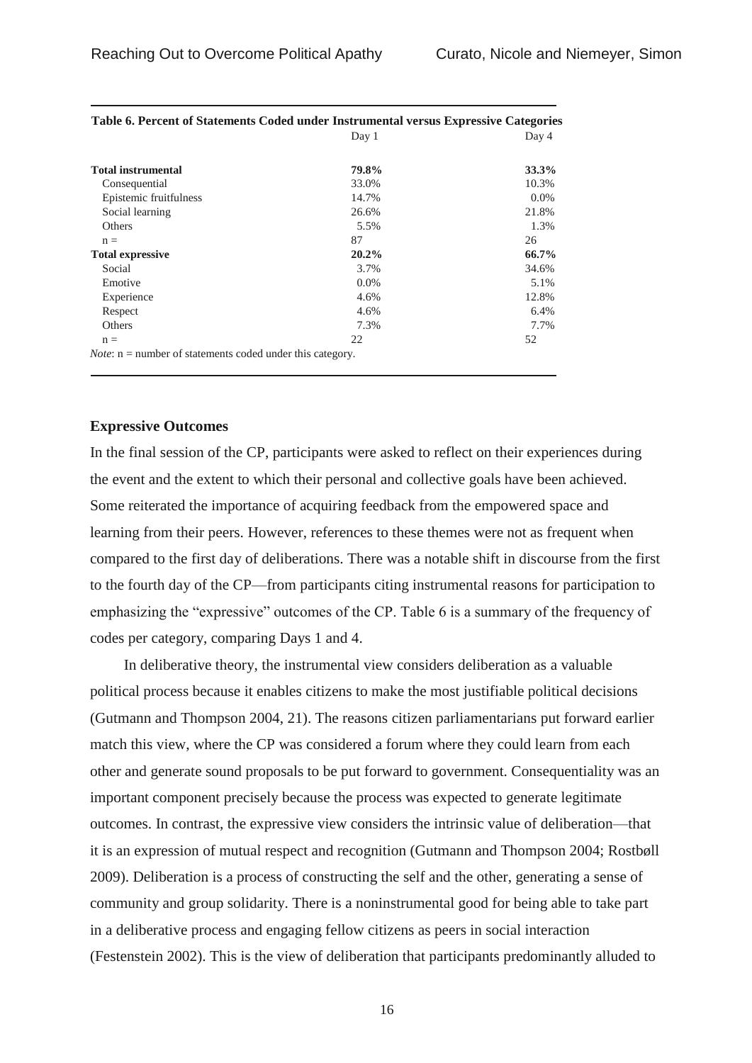**Table 6. Percent of Statements Coded under Instrumental versus Expressive Categories**

| | Day 1 | Day 4 |
|---|---|---|
| **Total instrumental** | **79.8%** | **33.3%** |
| Consequential | 33.0% | 10.3% |
| Epistemic fruitfulness | 14.7% | 0.0% |
| Social learning | 26.6% | 21.8% |
| Others | 5.5% | 1.3% |
| n = | 87 | 26 |
| **Total expressive** | **20.2%** | **66.7%** |
| Social | 3.7% | 34.6% |
| Emotive | 0.0% | 5.1% |
| Experience | 4.6% | 12.8% |
| Respect | 4.6% | 6.4% |
| Others | 7.3% | 7.7% |
| n = | 22 | 52 |

*Note*: n = number of statements coded under this category.

### Expressive Outcomes

In the final session of the CP, participants were asked to reflect on their experiences during the event and the extent to which their personal and collective goals have been achieved. Some reiterated the importance of acquiring feedback from the empowered space and learning from their peers. However, references to these themes were not as frequent when compared to the first day of deliberations. There was a notable shift in discourse from the first to the fourth day of the CP—from participants citing instrumental reasons for participation to emphasizing the "expressive" outcomes of the CP. Table 6 is a summary of the frequency of codes per category, comparing Days 1 and 4.

In deliberative theory, the instrumental view considers deliberation as a valuable political process because it enables citizens to make the most justifiable political decisions (Gutmann and Thompson 2004, 21). The reasons citizen parliamentarians put forward earlier match this view, where the CP was considered a forum where they could learn from each other and generate sound proposals to be put forward to government. Consequentiality was an important component precisely because the process was expected to generate legitimate outcomes. In contrast, the expressive view considers the intrinsic value of deliberation—that it is an expression of mutual respect and recognition (Gutmann and Thompson 2004; Rostbøll 2009). Deliberation is a process of constructing the self and the other, generating a sense of community and group solidarity. There is a noninstrumental good for being able to take part in a deliberative process and engaging fellow citizens as peers in social interaction (Festenstein 2002). This is the view of deliberation that participants predominantly alluded to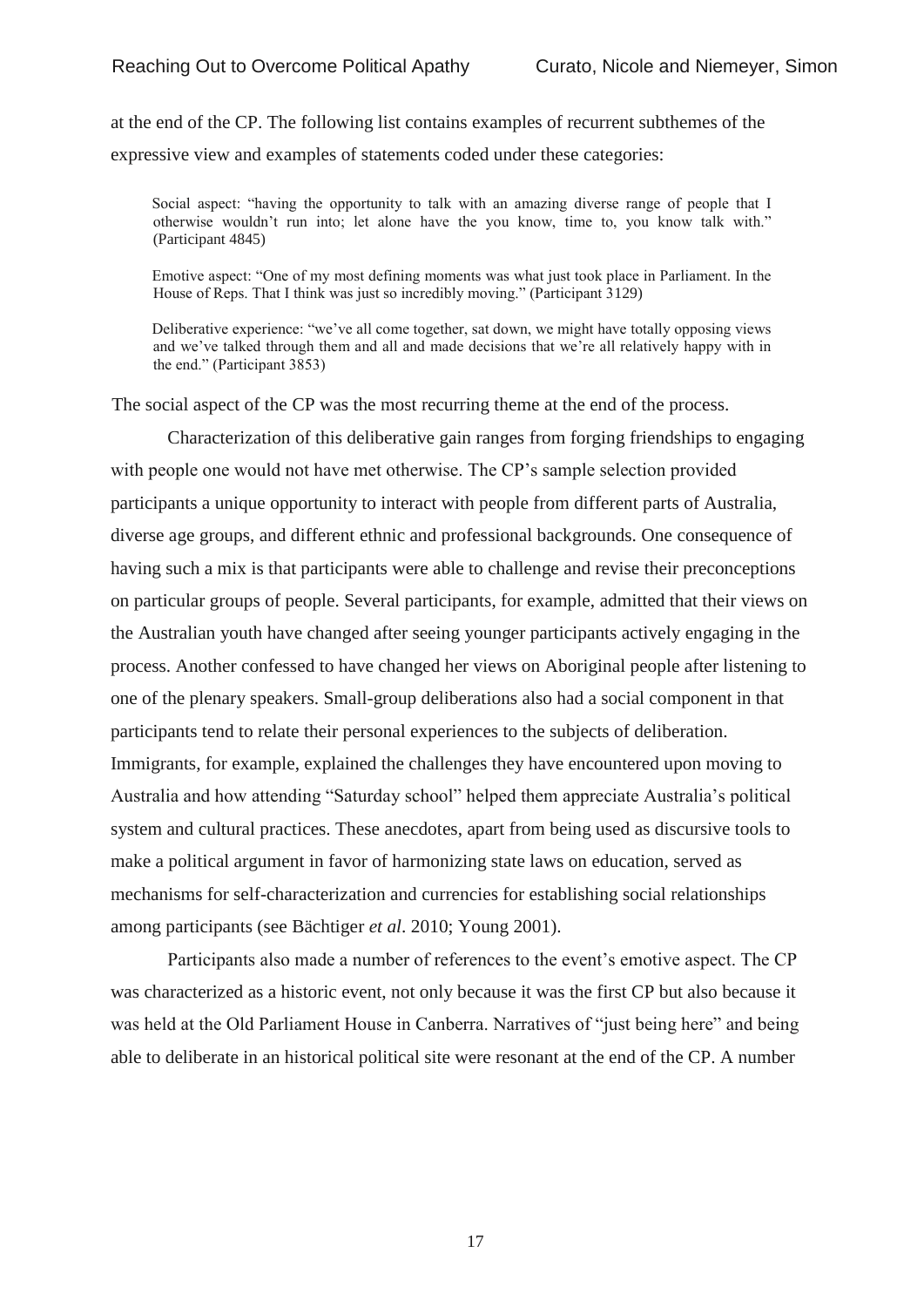at the end of the CP. The following list contains examples of recurrent subthemes of the expressive view and examples of statements coded under these categories:

> Social aspect: "having the opportunity to talk with an amazing diverse range of people that I otherwise wouldn't run into; let alone have the you know, time to, you know talk with." (Participant 4845)
>
> Emotive aspect: "One of my most defining moments was what just took place in Parliament. In the House of Reps. That I think was just so incredibly moving." (Participant 3129)
>
> Deliberative experience: "we've all come together, sat down, we might have totally opposing views and we've talked through them and all and made decisions that we're all relatively happy with in the end." (Participant 3853)

The social aspect of the CP was the most recurring theme at the end of the process.

Characterization of this deliberative gain ranges from forging friendships to engaging with people one would not have met otherwise. The CP's sample selection provided participants a unique opportunity to interact with people from different parts of Australia, diverse age groups, and different ethnic and professional backgrounds. One consequence of having such a mix is that participants were able to challenge and revise their preconceptions on particular groups of people. Several participants, for example, admitted that their views on the Australian youth have changed after seeing younger participants actively engaging in the process. Another confessed to have changed her views on Aboriginal people after listening to one of the plenary speakers. Small-group deliberations also had a social component in that participants tend to relate their personal experiences to the subjects of deliberation. Immigrants, for example, explained the challenges they have encountered upon moving to Australia and how attending "Saturday school" helped them appreciate Australia's political system and cultural practices. These anecdotes, apart from being used as discursive tools to make a political argument in favor of harmonizing state laws on education, served as mechanisms for self-characterization and currencies for establishing social relationships among participants (see Bächtiger *et al*. 2010; Young 2001).

Participants also made a number of references to the event's emotive aspect. The CP was characterized as a historic event, not only because it was the first CP but also because it was held at the Old Parliament House in Canberra. Narratives of "just being here" and being able to deliberate in an historical political site were resonant at the end of the CP. A number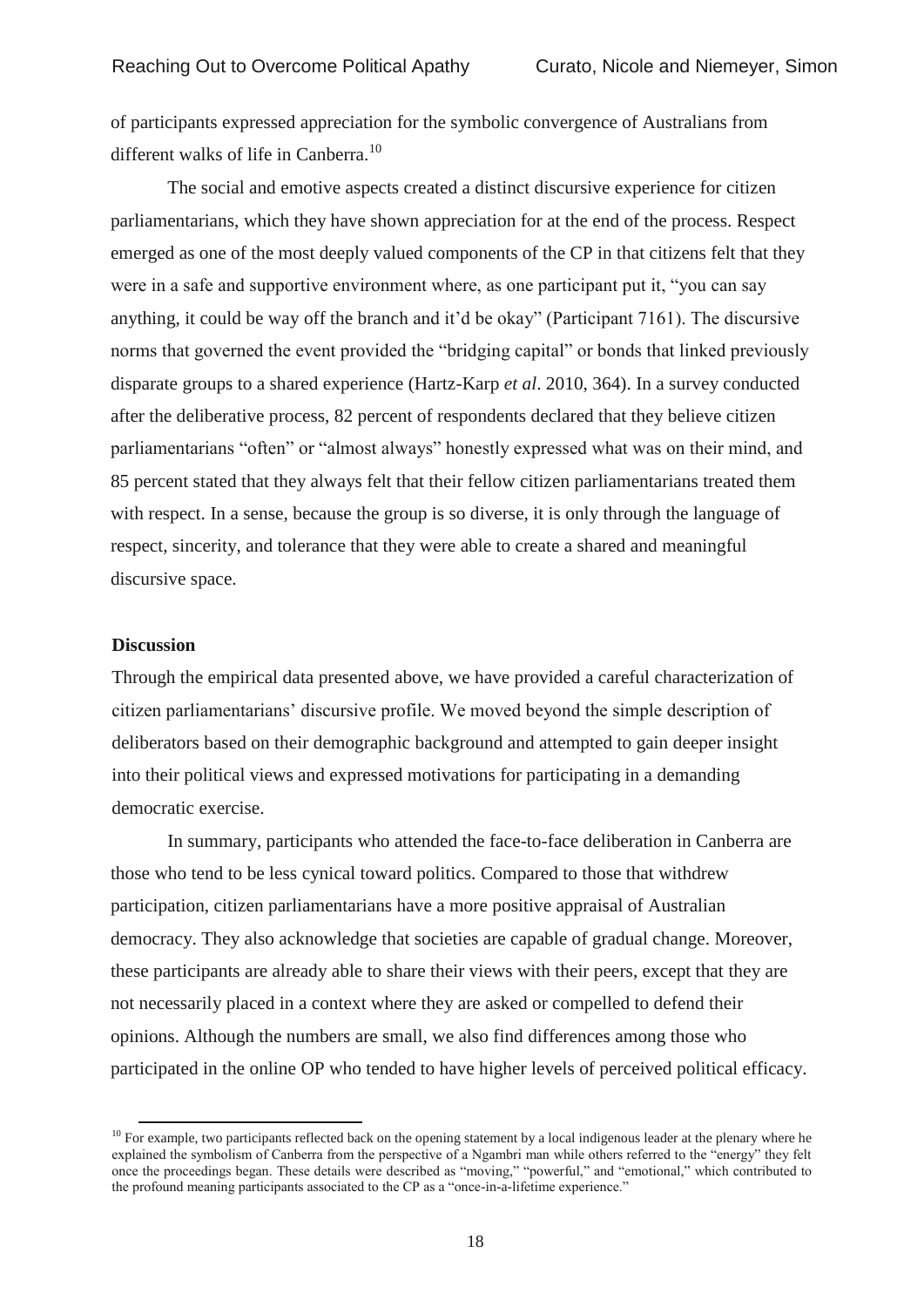of participants expressed appreciation for the symbolic convergence of Australians from different walks of life in Canberra.[10]

The social and emotive aspects created a distinct discursive experience for citizen parliamentarians, which they have shown appreciation for at the end of the process. Respect emerged as one of the most deeply valued components of the CP in that citizens felt that they were in a safe and supportive environment where, as one participant put it, "you can say anything, it could be way off the branch and it'd be okay" (Participant 7161). The discursive norms that governed the event provided the "bridging capital" or bonds that linked previously disparate groups to a shared experience (Hartz-Karp *et al*. 2010, 364). In a survey conducted after the deliberative process, 82 percent of respondents declared that they believe citizen parliamentarians "often" or "almost always" honestly expressed what was on their mind, and 85 percent stated that they always felt that their fellow citizen parliamentarians treated them with respect. In a sense, because the group is so diverse, it is only through the language of respect, sincerity, and tolerance that they were able to create a shared and meaningful discursive space.

**Discussion**

Through the empirical data presented above, we have provided a careful characterization of citizen parliamentarians' discursive profile. We moved beyond the simple description of deliberators based on their demographic background and attempted to gain deeper insight into their political views and expressed motivations for participating in a demanding democratic exercise.

In summary, participants who attended the face-to-face deliberation in Canberra are those who tend to be less cynical toward politics. Compared to those that withdrew participation, citizen parliamentarians have a more positive appraisal of Australian democracy. They also acknowledge that societies are capable of gradual change. Moreover, these participants are already able to share their views with their peers, except that they are not necessarily placed in a context where they are asked or compelled to defend their opinions. Although the numbers are small, we also find differences among those who participated in the online OP who tended to have higher levels of perceived political efficacy.

[10] For example, two participants reflected back on the opening statement by a local indigenous leader at the plenary where he explained the symbolism of Canberra from the perspective of a Ngambri man while others referred to the "energy" they felt once the proceedings began. These details were described as "moving," "powerful," and "emotional," which contributed to the profound meaning participants associated to the CP as a "once-in-a-lifetime experience."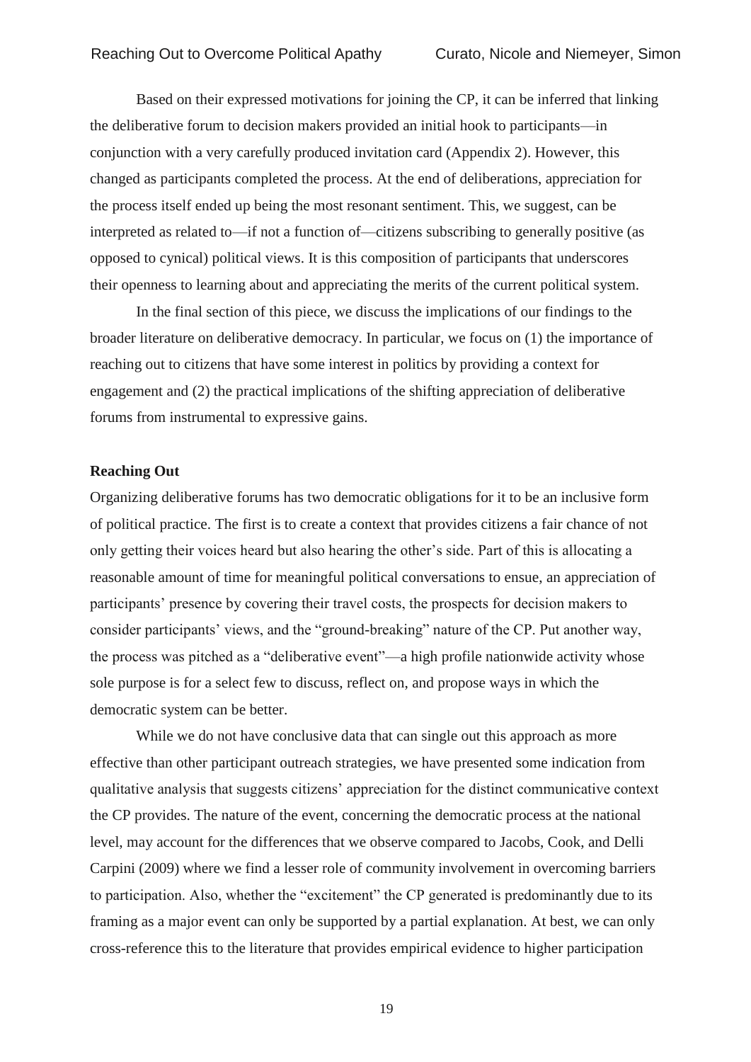Based on their expressed motivations for joining the CP, it can be inferred that linking the deliberative forum to decision makers provided an initial hook to participants—in conjunction with a very carefully produced invitation card (Appendix 2). However, this changed as participants completed the process. At the end of deliberations, appreciation for the process itself ended up being the most resonant sentiment. This, we suggest, can be interpreted as related to—if not a function of—citizens subscribing to generally positive (as opposed to cynical) political views. It is this composition of participants that underscores their openness to learning about and appreciating the merits of the current political system.

In the final section of this piece, we discuss the implications of our findings to the broader literature on deliberative democracy. In particular, we focus on (1) the importance of reaching out to citizens that have some interest in politics by providing a context for engagement and (2) the practical implications of the shifting appreciation of deliberative forums from instrumental to expressive gains.

**Reaching Out**

Organizing deliberative forums has two democratic obligations for it to be an inclusive form of political practice. The first is to create a context that provides citizens a fair chance of not only getting their voices heard but also hearing the other's side. Part of this is allocating a reasonable amount of time for meaningful political conversations to ensue, an appreciation of participants' presence by covering their travel costs, the prospects for decision makers to consider participants' views, and the "ground-breaking" nature of the CP. Put another way, the process was pitched as a "deliberative event"—a high profile nationwide activity whose sole purpose is for a select few to discuss, reflect on, and propose ways in which the democratic system can be better.

While we do not have conclusive data that can single out this approach as more effective than other participant outreach strategies, we have presented some indication from qualitative analysis that suggests citizens' appreciation for the distinct communicative context the CP provides. The nature of the event, concerning the democratic process at the national level, may account for the differences that we observe compared to Jacobs, Cook, and Delli Carpini (2009) where we find a lesser role of community involvement in overcoming barriers to participation. Also, whether the "excitement" the CP generated is predominantly due to its framing as a major event can only be supported by a partial explanation. At best, we can only cross-reference this to the literature that provides empirical evidence to higher participation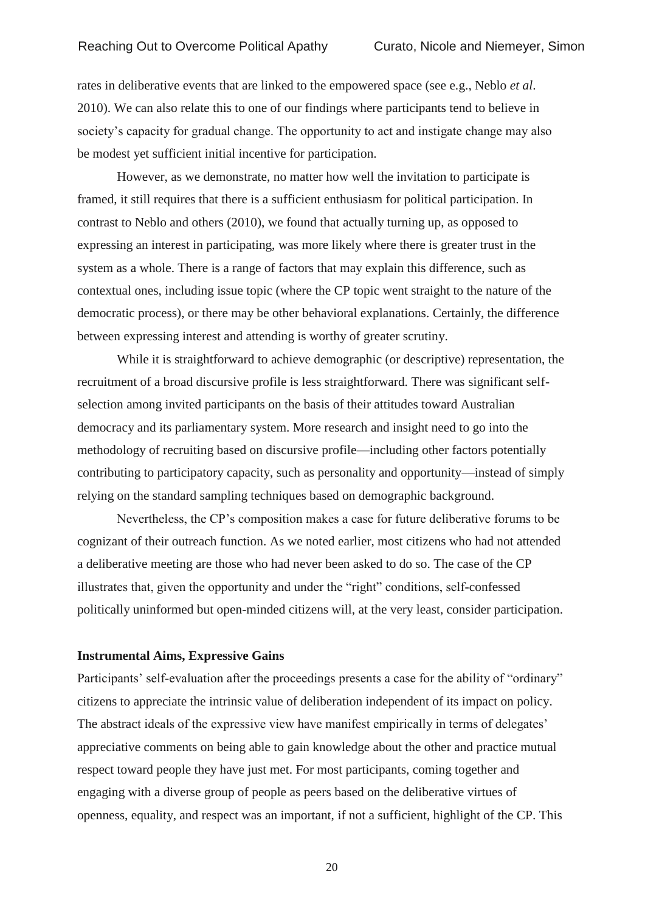rates in deliberative events that are linked to the empowered space (see e.g., Neblo *et al*. 2010). We can also relate this to one of our findings where participants tend to believe in society's capacity for gradual change. The opportunity to act and instigate change may also be modest yet sufficient initial incentive for participation.

However, as we demonstrate, no matter how well the invitation to participate is framed, it still requires that there is a sufficient enthusiasm for political participation. In contrast to Neblo and others (2010), we found that actually turning up, as opposed to expressing an interest in participating, was more likely where there is greater trust in the system as a whole. There is a range of factors that may explain this difference, such as contextual ones, including issue topic (where the CP topic went straight to the nature of the democratic process), or there may be other behavioral explanations. Certainly, the difference between expressing interest and attending is worthy of greater scrutiny.

While it is straightforward to achieve demographic (or descriptive) representation, the recruitment of a broad discursive profile is less straightforward. There was significant self-selection among invited participants on the basis of their attitudes toward Australian democracy and its parliamentary system. More research and insight need to go into the methodology of recruiting based on discursive profile—including other factors potentially contributing to participatory capacity, such as personality and opportunity—instead of simply relying on the standard sampling techniques based on demographic background.

Nevertheless, the CP's composition makes a case for future deliberative forums to be cognizant of their outreach function. As we noted earlier, most citizens who had not attended a deliberative meeting are those who had never been asked to do so. The case of the CP illustrates that, given the opportunity and under the "right" conditions, self-confessed politically uninformed but open-minded citizens will, at the very least, consider participation.

**Instrumental Aims, Expressive Gains**

Participants' self-evaluation after the proceedings presents a case for the ability of "ordinary" citizens to appreciate the intrinsic value of deliberation independent of its impact on policy. The abstract ideals of the expressive view have manifest empirically in terms of delegates' appreciative comments on being able to gain knowledge about the other and practice mutual respect toward people they have just met. For most participants, coming together and engaging with a diverse group of people as peers based on the deliberative virtues of openness, equality, and respect was an important, if not a sufficient, highlight of the CP. This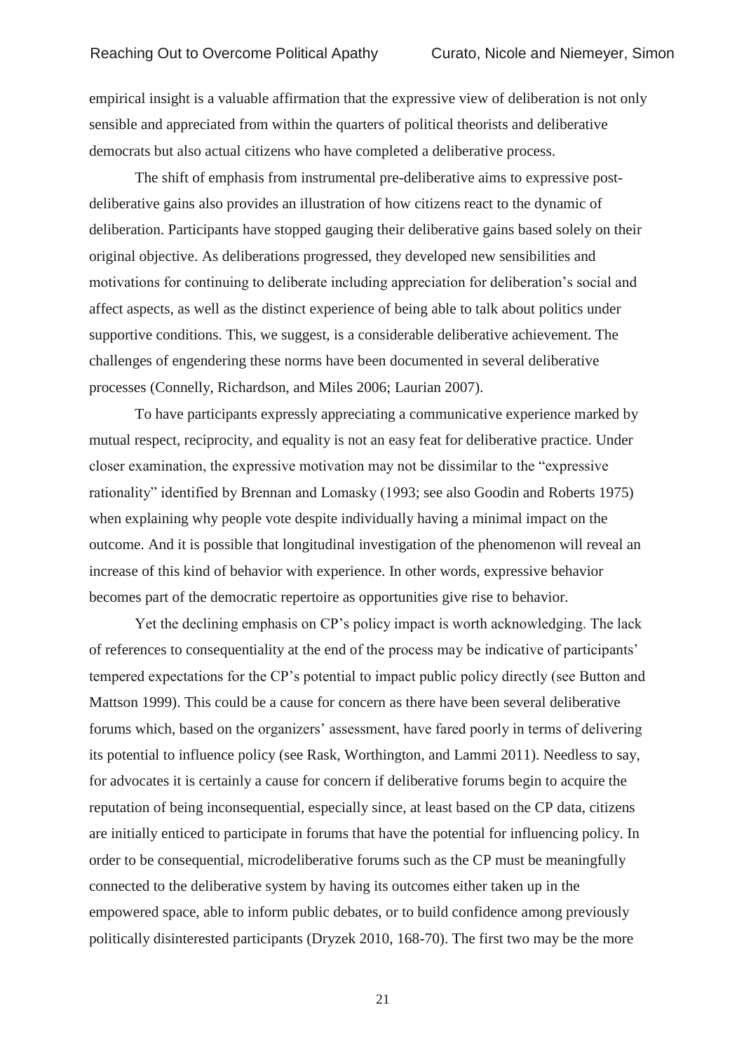empirical insight is a valuable affirmation that the expressive view of deliberation is not only sensible and appreciated from within the quarters of political theorists and deliberative democrats but also actual citizens who have completed a deliberative process.

The shift of emphasis from instrumental pre-deliberative aims to expressive post-deliberative gains also provides an illustration of how citizens react to the dynamic of deliberation. Participants have stopped gauging their deliberative gains based solely on their original objective. As deliberations progressed, they developed new sensibilities and motivations for continuing to deliberate including appreciation for deliberation's social and affect aspects, as well as the distinct experience of being able to talk about politics under supportive conditions. This, we suggest, is a considerable deliberative achievement. The challenges of engendering these norms have been documented in several deliberative processes (Connelly, Richardson, and Miles 2006; Laurian 2007).

To have participants expressly appreciating a communicative experience marked by mutual respect, reciprocity, and equality is not an easy feat for deliberative practice. Under closer examination, the expressive motivation may not be dissimilar to the "expressive rationality" identified by Brennan and Lomasky (1993; see also Goodin and Roberts 1975) when explaining why people vote despite individually having a minimal impact on the outcome. And it is possible that longitudinal investigation of the phenomenon will reveal an increase of this kind of behavior with experience. In other words, expressive behavior becomes part of the democratic repertoire as opportunities give rise to behavior.

Yet the declining emphasis on CP's policy impact is worth acknowledging. The lack of references to consequentiality at the end of the process may be indicative of participants' tempered expectations for the CP's potential to impact public policy directly (see Button and Mattson 1999). This could be a cause for concern as there have been several deliberative forums which, based on the organizers' assessment, have fared poorly in terms of delivering its potential to influence policy (see Rask, Worthington, and Lammi 2011). Needless to say, for advocates it is certainly a cause for concern if deliberative forums begin to acquire the reputation of being inconsequential, especially since, at least based on the CP data, citizens are initially enticed to participate in forums that have the potential for influencing policy. In order to be consequential, microdeliberative forums such as the CP must be meaningfully connected to the deliberative system by having its outcomes either taken up in the empowered space, able to inform public debates, or to build confidence among previously politically disinterested participants (Dryzek 2010, 168-70). The first two may be the more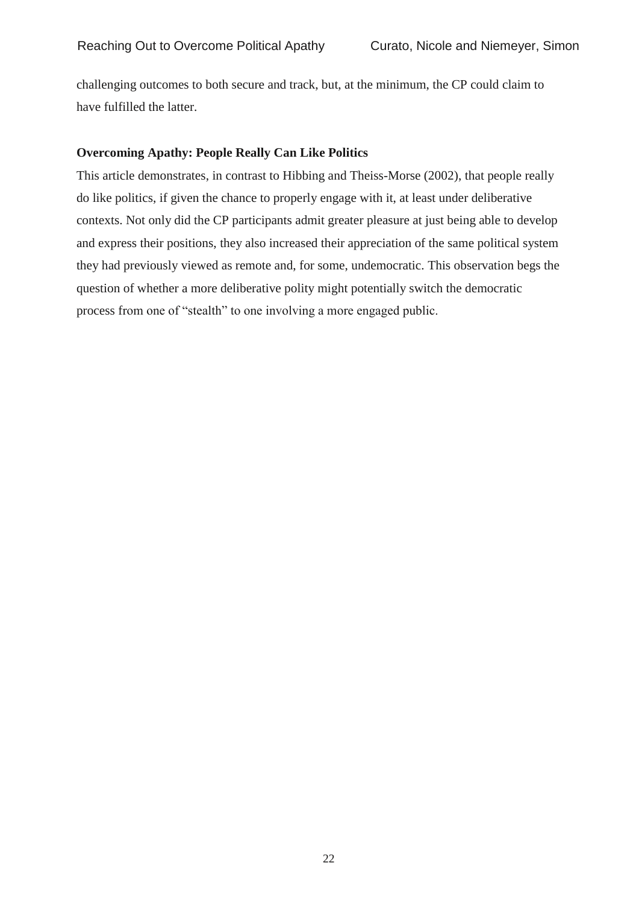challenging outcomes to both secure and track, but, at the minimum, the CP could claim to have fulfilled the latter.

**Overcoming Apathy: People Really Can Like Politics**

This article demonstrates, in contrast to Hibbing and Theiss-Morse (2002), that people really do like politics, if given the chance to properly engage with it, at least under deliberative contexts. Not only did the CP participants admit greater pleasure at just being able to develop and express their positions, they also increased their appreciation of the same political system they had previously viewed as remote and, for some, undemocratic. This observation begs the question of whether a more deliberative polity might potentially switch the democratic process from one of "stealth" to one involving a more engaged public.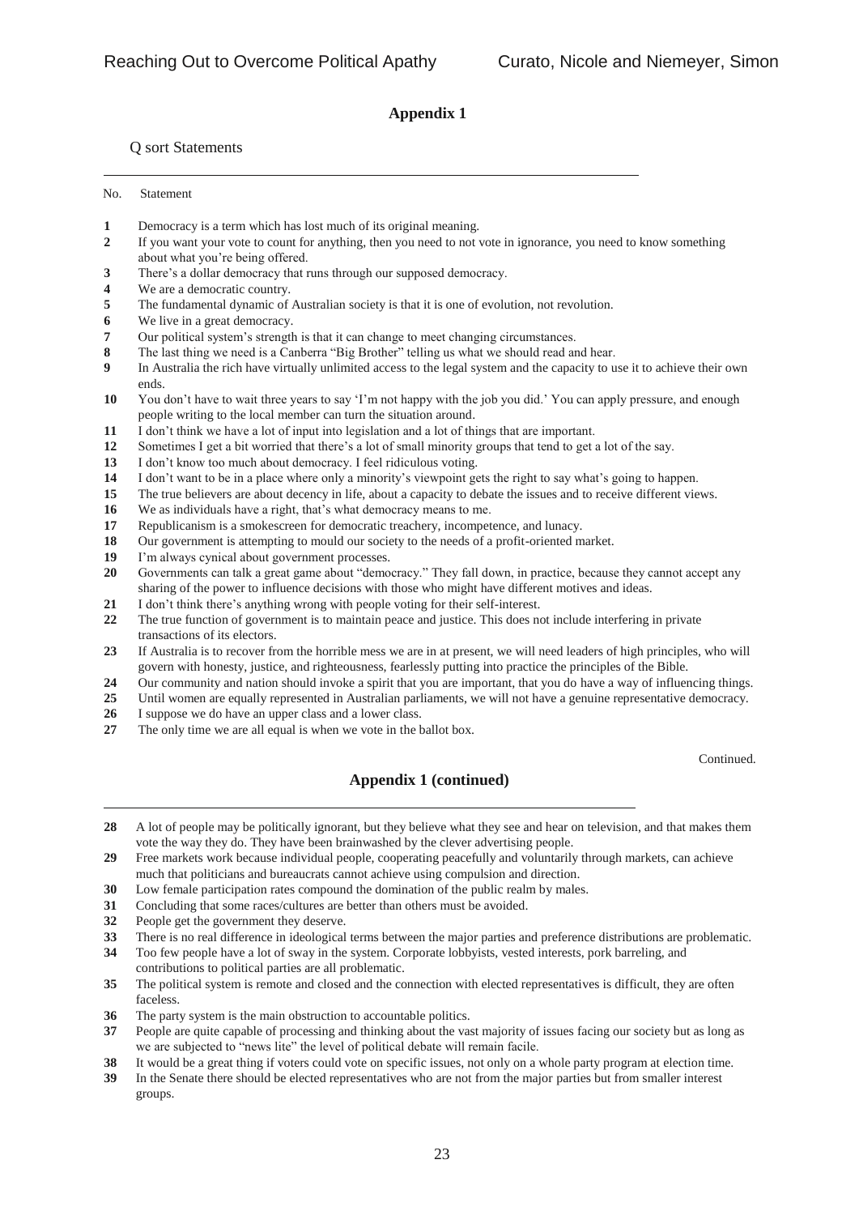## Appendix 1

Q sort Statements

| No. | Statement |
|---|---|
| **1** | Democracy is a term which has lost much of its original meaning. |
| **2** | If you want your vote to count for anything, then you need to not vote in ignorance, you need to know something about what you're being offered. |
| **3** | There's a dollar democracy that runs through our supposed democracy. |
| **4** | We are a democratic country. |
| **5** | The fundamental dynamic of Australian society is that it is one of evolution, not revolution. |
| **6** | We live in a great democracy. |
| **7** | Our political system's strength is that it can change to meet changing circumstances. |
| **8** | The last thing we need is a Canberra "Big Brother" telling us what we should read and hear. |
| **9** | In Australia the rich have virtually unlimited access to the legal system and the capacity to use it to achieve their own ends. |
| **10** | You don't have to wait three years to say 'I'm not happy with the job you did.' You can apply pressure, and enough people writing to the local member can turn the situation around. |
| **11** | I don't think we have a lot of input into legislation and a lot of things that are important. |
| **12** | Sometimes I get a bit worried that there's a lot of small minority groups that tend to get a lot of the say. |
| **13** | I don't know too much about democracy. I feel ridiculous voting. |
| **14** | I don't want to be in a place where only a minority's viewpoint gets the right to say what's going to happen. |
| **15** | The true believers are about decency in life, about a capacity to debate the issues and to receive different views. |
| **16** | We as individuals have a right, that's what democracy means to me. |
| **17** | Republicanism is a smokescreen for democratic treachery, incompetence, and lunacy. |
| **18** | Our government is attempting to mould our society to the needs of a profit-oriented market. |
| **19** | I'm always cynical about government processes. |
| **20** | Governments can talk a great game about "democracy." They fall down, in practice, because they cannot accept any sharing of the power to influence decisions with those who might have different motives and ideas. |
| **21** | I don't think there's anything wrong with people voting for their self-interest. |
| **22** | The true function of government is to maintain peace and justice. This does not include interfering in private transactions of its electors. |
| **23** | If Australia is to recover from the horrible mess we are in at present, we will need leaders of high principles, who will govern with honesty, justice, and righteousness, fearlessly putting into practice the principles of the Bible. |
| **24** | Our community and nation should invoke a spirit that you are important, that you do have a way of influencing things. |
| **25** | Until women are equally represented in Australian parliaments, we will not have a genuine representative democracy. |
| **26** | I suppose we do have an upper class and a lower class. |
| **27** | The only time we are all equal is when we vote in the ballot box. |

Continued.

## Appendix 1 (continued)

| No. | Statement |
|---|---|
| **28** | A lot of people may be politically ignorant, but they believe what they see and hear on television, and that makes them vote the way they do. They have been brainwashed by the clever advertising people. |
| **29** | Free markets work because individual people, cooperating peacefully and voluntarily through markets, can achieve much that politicians and bureaucrats cannot achieve using compulsion and direction. |
| **30** | Low female participation rates compound the domination of the public realm by males. |
| **31** | Concluding that some races/cultures are better than others must be avoided. |
| **32** | People get the government they deserve. |
| **33** | There is no real difference in ideological terms between the major parties and preference distributions are problematic. |
| **34** | Too few people have a lot of sway in the system. Corporate lobbyists, vested interests, pork barreling, and contributions to political parties are all problematic. |
| **35** | The political system is remote and closed and the connection with elected representatives is difficult, they are often faceless. |
| **36** | The party system is the main obstruction to accountable politics. |
| **37** | People are quite capable of processing and thinking about the vast majority of issues facing our society but as long as we are subjected to "news lite" the level of political debate will remain facile. |
| **38** | It would be a great thing if voters could vote on specific issues, not only on a whole party program at election time. |
| **39** | In the Senate there should be elected representatives who are not from the major parties but from smaller interest groups. |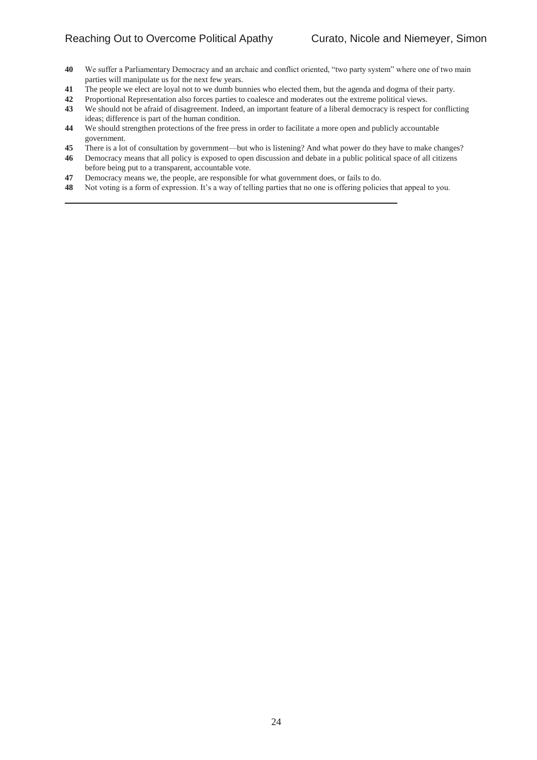**40** We suffer a Parliamentary Democracy and an archaic and conflict oriented, "two party system" where one of two main parties will manipulate us for the next few years.

**41** The people we elect are loyal not to we dumb bunnies who elected them, but the agenda and dogma of their party.

**42** Proportional Representation also forces parties to coalesce and moderates out the extreme political views.

**43** We should not be afraid of disagreement. Indeed, an important feature of a liberal democracy is respect for conflicting ideas; difference is part of the human condition.

**44** We should strengthen protections of the free press in order to facilitate a more open and publicly accountable government.

**45** There is a lot of consultation by government—but who is listening? And what power do they have to make changes?

**46** Democracy means that all policy is exposed to open discussion and debate in a public political space of all citizens before being put to a transparent, accountable vote.

**47** Democracy means we, the people, are responsible for what government does, or fails to do.

**48** Not voting is a form of expression. It's a way of telling parties that no one is offering policies that appeal to you.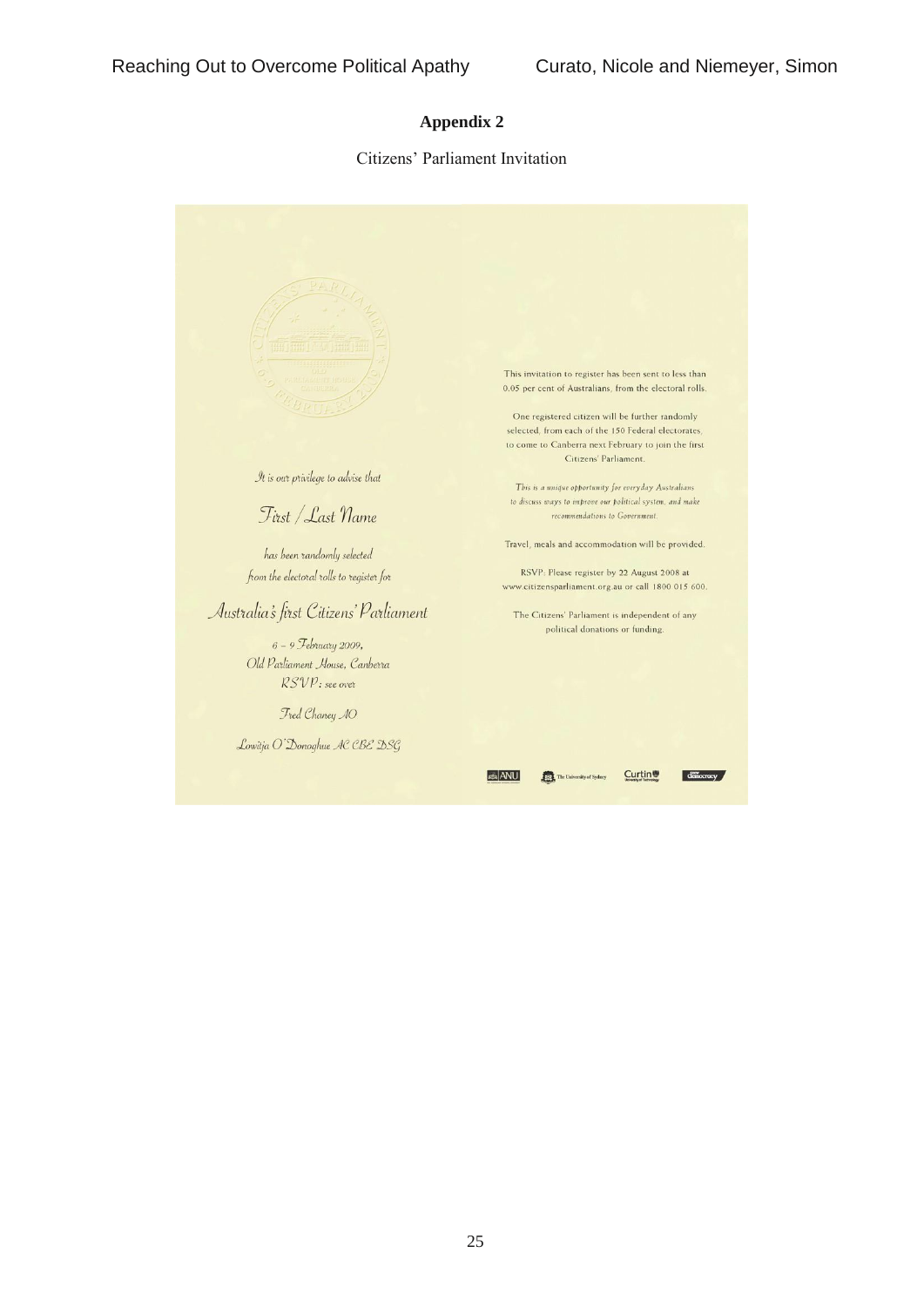# Appendix 2

Citizens' Parliament Invitation

CITIZENS' PARLIAMENT

OLD PARLIAMENT HOUSE CANBERRA

6-9 FEBRUARY 2009

*It is our privilege to advise that*

*First / Last Name*

*has been randomly selected*

*from the electoral rolls to register for*

*Australia's first Citizens' Parliament*

*6 – 9 February 2009,*

*Old Parliament House, Canberra*

*RSVP: see over*

*Fred Chaney AO*

*Lowitja O'Donoghue AC CBE DSG*

This invitation to register has been sent to less than 0.05 per cent of Australians, from the electoral rolls.

One registered citizen will be further randomly selected, from each of the 150 Federal electorates, to come to Canberra next February to join the first Citizens' Parliament.

*This is a unique opportunity for everyday Australians to discuss ways to improve our political system, and make recommendations to Government.*

Travel, meals and accommodation will be provided.

RSVP: Please register by 22 August 2008 at www.citizensparliament.org.au or call 1800 015 600.

The Citizens' Parliament is independent of any political donations or funding.

ANU · The University of Sydney · Curtin · newDemocracy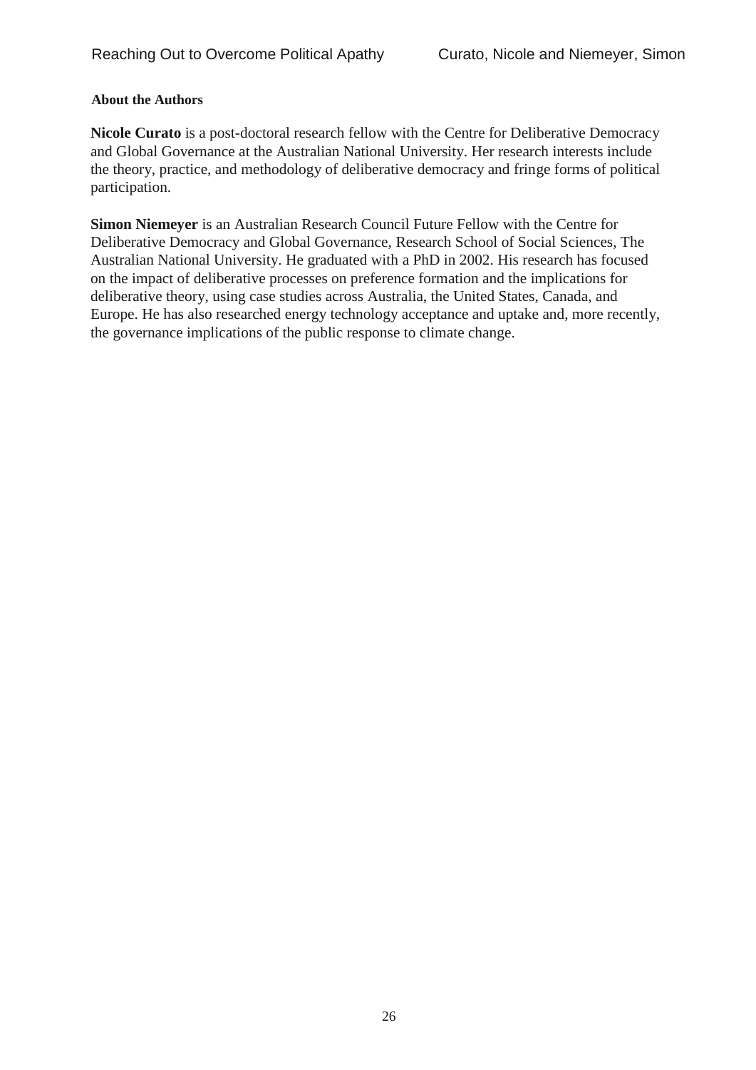## About the Authors

**Nicole Curato** is a post-doctoral research fellow with the Centre for Deliberative Democracy and Global Governance at the Australian National University. Her research interests include the theory, practice, and methodology of deliberative democracy and fringe forms of political participation.

**Simon Niemeyer** is an Australian Research Council Future Fellow with the Centre for Deliberative Democracy and Global Governance, Research School of Social Sciences, The Australian National University. He graduated with a PhD in 2002. His research has focused on the impact of deliberative processes on preference formation and the implications for deliberative theory, using case studies across Australia, the United States, Canada, and Europe. He has also researched energy technology acceptance and uptake and, more recently, the governance implications of the public response to climate change.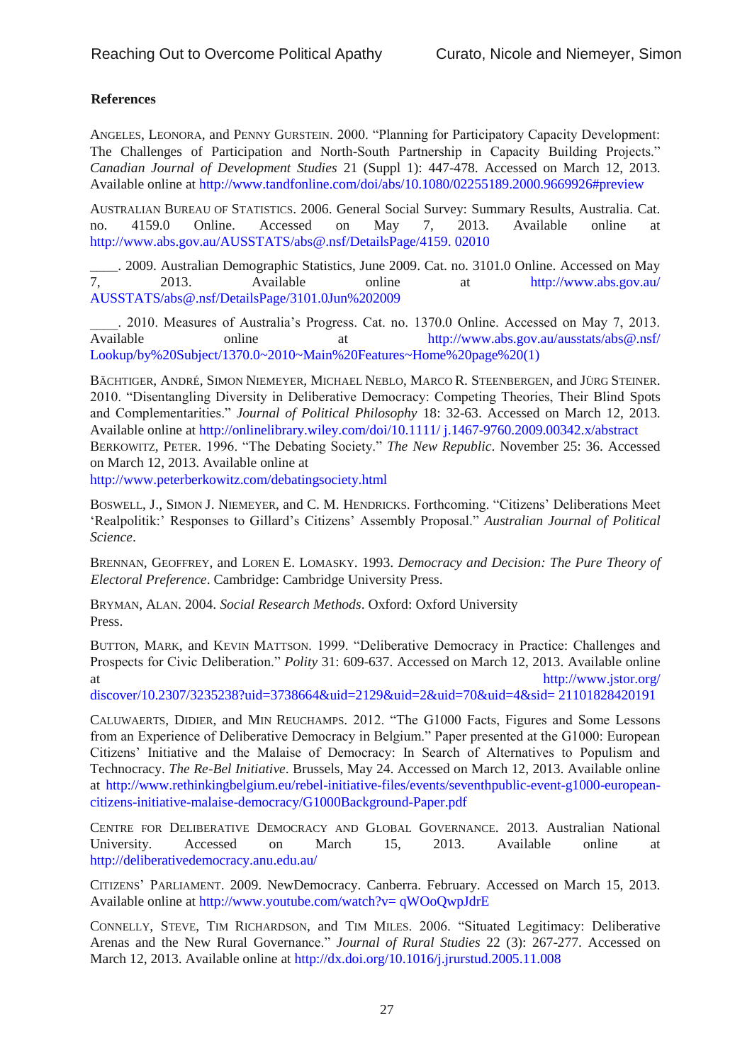**References**

ANGELES, LEONORA, and PENNY GURSTEIN. 2000. "Planning for Participatory Capacity Development: The Challenges of Participation and North-South Partnership in Capacity Building Projects." *Canadian Journal of Development Studies* 21 (Suppl 1): 447-478. Accessed on March 12, 2013. Available online at http://www.tandfonline.com/doi/abs/10.1080/02255189.2000.9669926#preview

AUSTRALIAN BUREAU OF STATISTICS. 2006. General Social Survey: Summary Results, Australia. Cat. no. 4159.0 Online. Accessed on May 7, 2013. Available online at http://www.abs.gov.au/AUSSTATS/abs@.nsf/DetailsPage/4159. 02010

____. 2009. Australian Demographic Statistics, June 2009. Cat. no. 3101.0 Online. Accessed on May 7, 2013. Available online at http://www.abs.gov.au/ AUSSTATS/abs@.nsf/DetailsPage/3101.0Jun%202009

____. 2010. Measures of Australia's Progress. Cat. no. 1370.0 Online. Accessed on May 7, 2013. Available online at http://www.abs.gov.au/ausstats/abs@.nsf/ Lookup/by%20Subject/1370.0~2010~Main%20Features~Home%20page%20(1)

BÄCHTIGER, ANDRÉ, SIMON NIEMEYER, MICHAEL NEBLO, MARCO R. STEENBERGEN, and JÜRG STEINER. 2010. "Disentangling Diversity in Deliberative Democracy: Competing Theories, Their Blind Spots and Complementarities." *Journal of Political Philosophy* 18: 32-63. Accessed on March 12, 2013. Available online at http://onlinelibrary.wiley.com/doi/10.1111/ j.1467-9760.2009.00342.x/abstract

BERKOWITZ, PETER. 1996. "The Debating Society." *The New Republic*. November 25: 36. Accessed on March 12, 2013. Available online at http://www.peterberkowitz.com/debatingsociety.html

BOSWELL, J., SIMON J. NIEMEYER, and C. M. HENDRICKS. Forthcoming. "Citizens' Deliberations Meet 'Realpolitik:' Responses to Gillard's Citizens' Assembly Proposal." *Australian Journal of Political Science*.

BRENNAN, GEOFFREY, and LOREN E. LOMASKY. 1993. *Democracy and Decision: The Pure Theory of Electoral Preference*. Cambridge: Cambridge University Press.

BRYMAN, ALAN. 2004. *Social Research Methods*. Oxford: Oxford University Press.

BUTTON, MARK, and KEVIN MATTSON. 1999. "Deliberative Democracy in Practice: Challenges and Prospects for Civic Deliberation." *Polity* 31: 609-637. Accessed on March 12, 2013. Available online at http://www.jstor.org/ discover/10.2307/3235238?uid=3738664&uid=2129&uid=2&uid=70&uid=4&sid= 21101828420191

CALUWAERTS, DIDIER, and MIN REUCHAMPS. 2012. "The G1000 Facts, Figures and Some Lessons from an Experience of Deliberative Democracy in Belgium." Paper presented at the G1000: European Citizens' Initiative and the Malaise of Democracy: In Search of Alternatives to Populism and Technocracy. *The Re-Bel Initiative*. Brussels, May 24. Accessed on March 12, 2013. Available online at http://www.rethinkingbelgium.eu/rebel-initiative-files/events/seventhpublic-event-g1000-european-citizens-initiative-malaise-democracy/G1000Background-Paper.pdf

CENTRE FOR DELIBERATIVE DEMOCRACY AND GLOBAL GOVERNANCE. 2013. Australian National University. Accessed on March 15, 2013. Available online at http://deliberativedemocracy.anu.edu.au/

CITIZENS' PARLIAMENT. 2009. NewDemocracy. Canberra. February. Accessed on March 15, 2013. Available online at http://www.youtube.com/watch?v= qWOoQwpJdrE

CONNELLY, STEVE, TIM RICHARDSON, and TIM MILES. 2006. "Situated Legitimacy: Deliberative Arenas and the New Rural Governance." *Journal of Rural Studies* 22 (3): 267-277. Accessed on March 12, 2013. Available online at http://dx.doi.org/10.1016/j.jrurstud.2005.11.008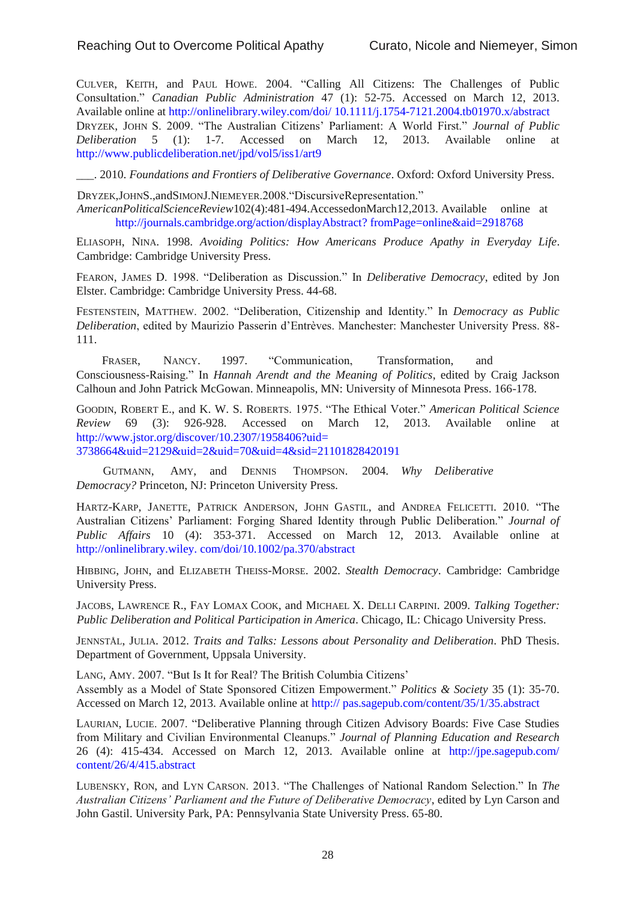CULVER, KEITH, and PAUL HOWE. 2004. "Calling All Citizens: The Challenges of Public Consultation." *Canadian Public Administration* 47 (1): 52-75. Accessed on March 12, 2013. Available online at http://onlinelibrary.wiley.com/doi/ 10.1111/j.1754-7121.2004.tb01970.x/abstract

DRYZEK, JOHN S. 2009. "The Australian Citizens' Parliament: A World First." *Journal of Public Deliberation* 5 (1): 1-7. Accessed on March 12, 2013. Available online at http://www.publicdeliberation.net/jpd/vol5/iss1/art9

___. 2010. *Foundations and Frontiers of Deliberative Governance*. Oxford: Oxford University Press.

DRYZEK,JOHNS.,andSIMONJ.NIEMEYER.2008."DiscursiveRepresentation." *AmericanPoliticalScienceReview*102(4):481-494.AccessedonMarch12,2013. Available online at http://journals.cambridge.org/action/displayAbstract? fromPage=online&aid=2918768

ELIASOPH, NINA. 1998. *Avoiding Politics: How Americans Produce Apathy in Everyday Life*. Cambridge: Cambridge University Press.

FEARON, JAMES D. 1998. "Deliberation as Discussion." In *Deliberative Democracy*, edited by Jon Elster. Cambridge: Cambridge University Press. 44-68.

FESTENSTEIN, MATTHEW. 2002. "Deliberation, Citizenship and Identity." In *Democracy as Public Deliberation*, edited by Maurizio Passerin d'Entrèves. Manchester: Manchester University Press. 88-111.

FRASER, NANCY. 1997. "Communication, Transformation, and Consciousness-Raising." In *Hannah Arendt and the Meaning of Politics*, edited by Craig Jackson Calhoun and John Patrick McGowan. Minneapolis, MN: University of Minnesota Press. 166-178.

GOODIN, ROBERT E., and K. W. S. ROBERTS. 1975. "The Ethical Voter." *American Political Science Review* 69 (3): 926-928. Accessed on March 12, 2013. Available online at http://www.jstor.org/discover/10.2307/1958406?uid= 3738664&uid=2129&uid=2&uid=70&uid=4&sid=21101828420191

GUTMANN, AMY, and DENNIS THOMPSON. 2004. *Why Deliberative Democracy?* Princeton, NJ: Princeton University Press.

HARTZ-KARP, JANETTE, PATRICK ANDERSON, JOHN GASTIL, and ANDREA FELICETTI. 2010. "The Australian Citizens' Parliament: Forging Shared Identity through Public Deliberation." *Journal of Public Affairs* 10 (4): 353-371. Accessed on March 12, 2013. Available online at http://onlinelibrary.wiley. com/doi/10.1002/pa.370/abstract

HIBBING, JOHN, and ELIZABETH THEISS-MORSE. 2002. *Stealth Democracy*. Cambridge: Cambridge University Press.

JACOBS, LAWRENCE R., FAY LOMAX COOK, and MICHAEL X. DELLI CARPINI. 2009. *Talking Together: Public Deliberation and Political Participation in America*. Chicago, IL: Chicago University Press.

JENNSTÅL, JULIA. 2012. *Traits and Talks: Lessons about Personality and Deliberation*. PhD Thesis. Department of Government, Uppsala University.

LANG, AMY. 2007. "But Is It for Real? The British Columbia Citizens' Assembly as a Model of State Sponsored Citizen Empowerment." *Politics & Society* 35 (1): 35-70. Accessed on March 12, 2013. Available online at http:// pas.sagepub.com/content/35/1/35.abstract

LAURIAN, LUCIE. 2007. "Deliberative Planning through Citizen Advisory Boards: Five Case Studies from Military and Civilian Environmental Cleanups." *Journal of Planning Education and Research* 26 (4): 415-434. Accessed on March 12, 2013. Available online at http://jpe.sagepub.com/ content/26/4/415.abstract

LUBENSKY, RON, and LYN CARSON. 2013. "The Challenges of National Random Selection." In *The Australian Citizens' Parliament and the Future of Deliberative Democracy*, edited by Lyn Carson and John Gastil. University Park, PA: Pennsylvania State University Press. 65-80.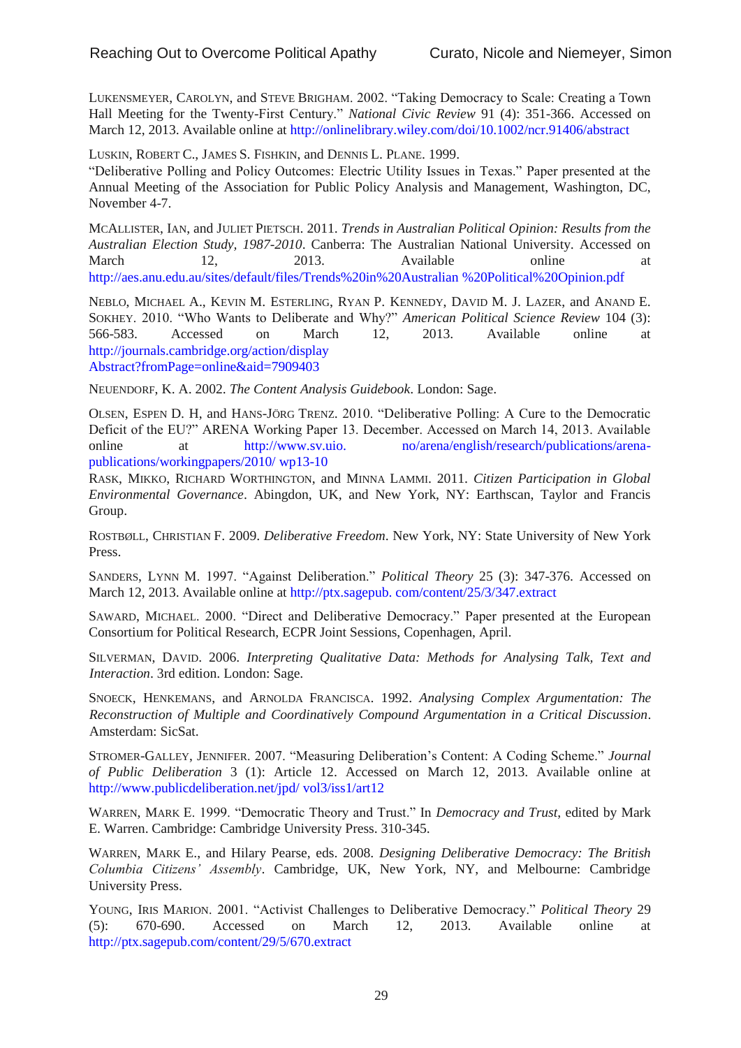LUKENSMEYER, CAROLYN, and STEVE BRIGHAM. 2002. "Taking Democracy to Scale: Creating a Town Hall Meeting for the Twenty-First Century." *National Civic Review* 91 (4): 351-366. Accessed on March 12, 2013. Available online at http://onlinelibrary.wiley.com/doi/10.1002/ncr.91406/abstract

LUSKIN, ROBERT C., JAMES S. FISHKIN, and DENNIS L. PLANE. 1999. "Deliberative Polling and Policy Outcomes: Electric Utility Issues in Texas." Paper presented at the Annual Meeting of the Association for Public Policy Analysis and Management, Washington, DC, November 4-7.

MCALLISTER, IAN, and JULIET PIETSCH. 2011. *Trends in Australian Political Opinion: Results from the Australian Election Study, 1987-2010*. Canberra: The Australian National University. Accessed on March 12, 2013. Available online at http://aes.anu.edu.au/sites/default/files/Trends%20in%20Australian %20Political%20Opinion.pdf

NEBLO, MICHAEL A., KEVIN M. ESTERLING, RYAN P. KENNEDY, DAVID M. J. LAZER, and ANAND E. SOKHEY. 2010. "Who Wants to Deliberate and Why?" *American Political Science Review* 104 (3): 566-583. Accessed on March 12, 2013. Available online at http://journals.cambridge.org/action/display Abstract?fromPage=online&aid=7909403

NEUENDORF, K. A. 2002. *The Content Analysis Guidebook*. London: Sage.

OLSEN, ESPEN D. H, and HANS-JÖRG TRENZ. 2010. "Deliberative Polling: A Cure to the Democratic Deficit of the EU?" ARENA Working Paper 13. December. Accessed on March 14, 2013. Available online at http://www.sv.uio. no/arena/english/research/publications/arena-publications/workingpapers/2010/ wp13-10

RASK, MIKKO, RICHARD WORTHINGTON, and MINNA LAMMI. 2011. *Citizen Participation in Global Environmental Governance*. Abingdon, UK, and New York, NY: Earthscan, Taylor and Francis Group.

ROSTBØLL, CHRISTIAN F. 2009. *Deliberative Freedom*. New York, NY: State University of New York Press.

SANDERS, LYNN M. 1997. "Against Deliberation." *Political Theory* 25 (3): 347-376. Accessed on March 12, 2013. Available online at http://ptx.sagepub. com/content/25/3/347.extract

SAWARD, MICHAEL. 2000. "Direct and Deliberative Democracy." Paper presented at the European Consortium for Political Research, ECPR Joint Sessions, Copenhagen, April.

SILVERMAN, DAVID. 2006. *Interpreting Qualitative Data: Methods for Analysing Talk, Text and Interaction*. 3rd edition. London: Sage.

SNOECK, HENKEMANS, and ARNOLDA FRANCISCA. 1992. *Analysing Complex Argumentation: The Reconstruction of Multiple and Coordinatively Compound Argumentation in a Critical Discussion*. Amsterdam: SicSat.

STROMER-GALLEY, JENNIFER. 2007. "Measuring Deliberation's Content: A Coding Scheme." *Journal of Public Deliberation* 3 (1): Article 12. Accessed on March 12, 2013. Available online at http://www.publicdeliberation.net/jpd/ vol3/iss1/art12

WARREN, MARK E. 1999. "Democratic Theory and Trust." In *Democracy and Trust*, edited by Mark E. Warren. Cambridge: Cambridge University Press. 310-345.

WARREN, MARK E., and Hilary Pearse, eds. 2008. *Designing Deliberative Democracy: The British Columbia Citizens' Assembly*. Cambridge, UK, New York, NY, and Melbourne: Cambridge University Press.

YOUNG, IRIS MARION. 2001. "Activist Challenges to Deliberative Democracy." *Political Theory* 29 (5): 670-690. Accessed on March 12, 2013. Available online at http://ptx.sagepub.com/content/29/5/670.extract